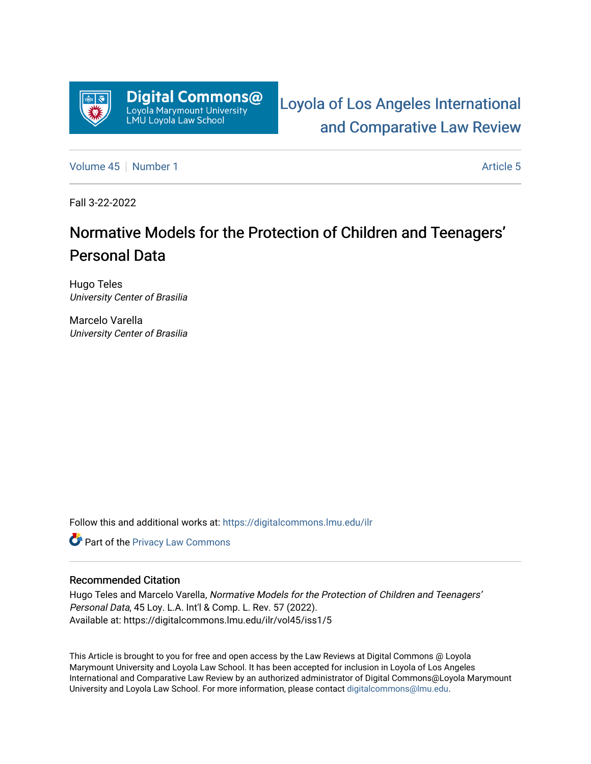Digital Commons@
Loyola Marymount University
LMU Loyola Law School

Loyola of Los Angeles International and Comparative Law Review

Volume 45 | Number 1 — Article 5

Fall 3-22-2022

# Normative Models for the Protection of Children and Teenagers' Personal Data

Hugo Teles
*University Center of Brasilia*

Marcelo Varella
*University Center of Brasilia*

Follow this and additional works at: https://digitalcommons.lmu.edu/ilr

Part of the Privacy Law Commons

## Recommended Citation

Hugo Teles and Marcelo Varella, *Normative Models for the Protection of Children and Teenagers' Personal Data*, 45 Loy. L.A. Int'l & Comp. L. Rev. 57 (2022).
Available at: https://digitalcommons.lmu.edu/ilr/vol45/iss1/5

This Article is brought to you for free and open access by the Law Reviews at Digital Commons @ Loyola Marymount University and Loyola Law School. It has been accepted for inclusion in Loyola of Los Angeles International and Comparative Law Review by an authorized administrator of Digital Commons@Loyola Marymount University and Loyola Law School. For more information, please contact digitalcommons@lmu.edu.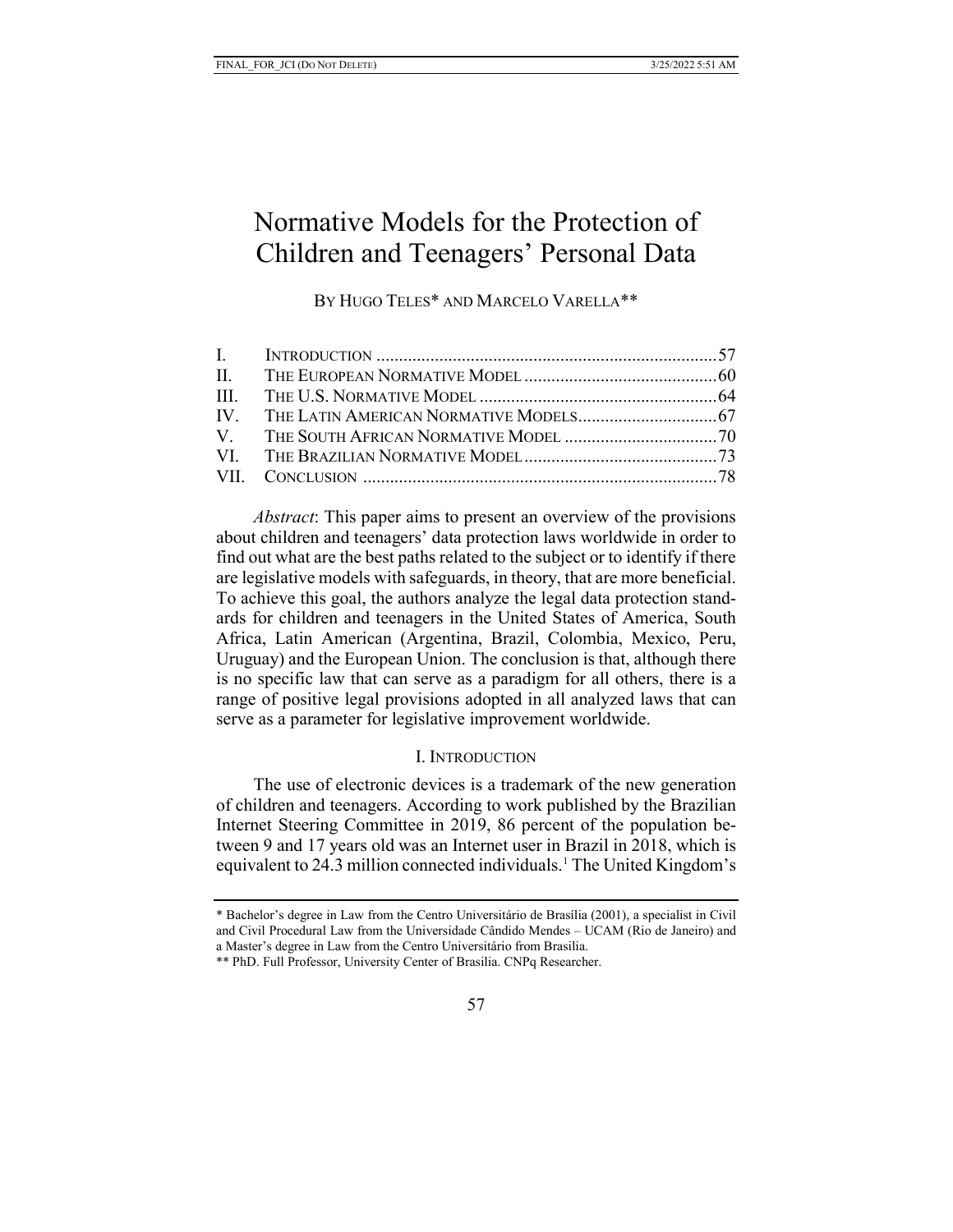# Normative Models for the Protection of Children and Teenagers' Personal Data

BY HUGO TELES* AND MARCELO VARELLA**

| | | |
|---|---|---|
| I. | INTRODUCTION | 57 |
| II. | THE EUROPEAN NORMATIVE MODEL | 60 |
| III. | THE U.S. NORMATIVE MODEL | 64 |
| IV. | THE LATIN AMERICAN NORMATIVE MODELS | 67 |
| V. | THE SOUTH AFRICAN NORMATIVE MODEL | 70 |
| VI. | THE BRAZILIAN NORMATIVE MODEL | 73 |
| VII. | CONCLUSION | 78 |

*Abstract*: This paper aims to present an overview of the provisions about children and teenagers' data protection laws worldwide in order to find out what are the best paths related to the subject or to identify if there are legislative models with safeguards, in theory, that are more beneficial. To achieve this goal, the authors analyze the legal data protection standards for children and teenagers in the United States of America, South Africa, Latin American (Argentina, Brazil, Colombia, Mexico, Peru, Uruguay) and the European Union. The conclusion is that, although there is no specific law that can serve as a paradigm for all others, there is a range of positive legal provisions adopted in all analyzed laws that can serve as a parameter for legislative improvement worldwide.

## I. INTRODUCTION

The use of electronic devices is a trademark of the new generation of children and teenagers. According to work published by the Brazilian Internet Steering Committee in 2019, 86 percent of the population between 9 and 17 years old was an Internet user in Brazil in 2018, which is equivalent to 24.3 million connected individuals.[1] The United Kingdom's

---

\* Bachelor's degree in Law from the Centro Universitário de Brasília (2001), a specialist in Civil and Civil Procedural Law from the Universidade Cândido Mendes – UCAM (Rio de Janeiro) and a Master's degree in Law from the Centro Universitário from Brasilia.

\** PhD. Full Professor, University Center of Brasilia. CNPq Researcher.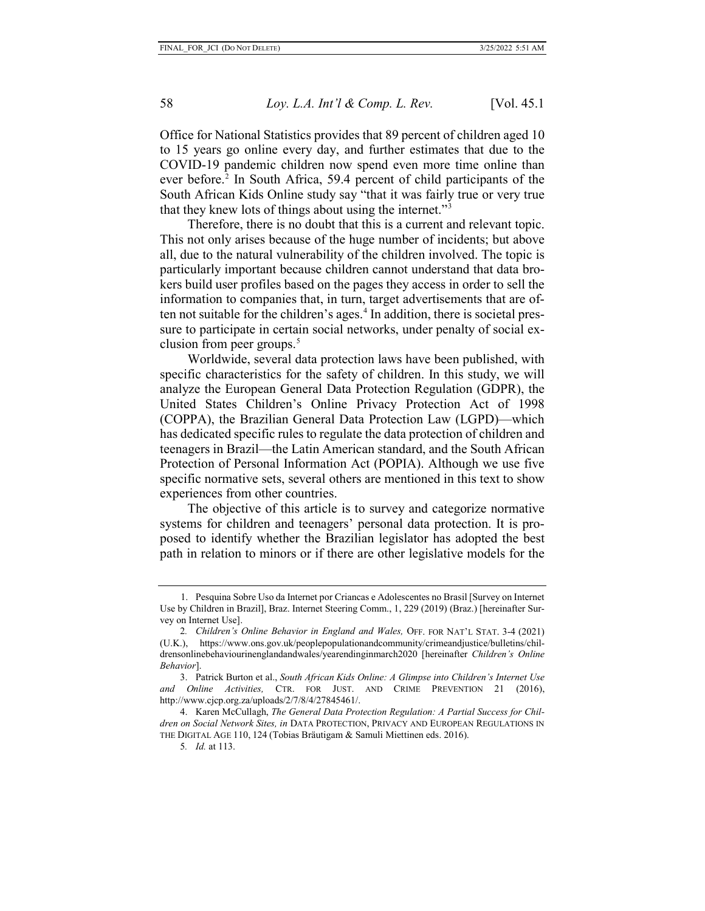Office for National Statistics provides that 89 percent of children aged 10 to 15 years go online every day, and further estimates that due to the COVID-19 pandemic children now spend even more time online than ever before.[2] In South Africa, 59.4 percent of child participants of the South African Kids Online study say "that it was fairly true or very true that they knew lots of things about using the internet."[3]

Therefore, there is no doubt that this is a current and relevant topic. This not only arises because of the huge number of incidents; but above all, due to the natural vulnerability of the children involved. The topic is particularly important because children cannot understand that data brokers build user profiles based on the pages they access in order to sell the information to companies that, in turn, target advertisements that are often not suitable for the children's ages.[4] In addition, there is societal pressure to participate in certain social networks, under penalty of social exclusion from peer groups.[5]

Worldwide, several data protection laws have been published, with specific characteristics for the safety of children. In this study, we will analyze the European General Data Protection Regulation (GDPR), the United States Children's Online Privacy Protection Act of 1998 (COPPA), the Brazilian General Data Protection Law (LGPD)—which has dedicated specific rules to regulate the data protection of children and teenagers in Brazil—the Latin American standard, and the South African Protection of Personal Information Act (POPIA). Although we use five specific normative sets, several others are mentioned in this text to show experiences from other countries.

The objective of this article is to survey and categorize normative systems for children and teenagers' personal data protection. It is proposed to identify whether the Brazilian legislator has adopted the best path in relation to minors or if there are other legislative models for the

---

1. Pesquina Sobre Uso da Internet por Criancas e Adolescentes no Brasil [Survey on Internet Use by Children in Brazil], Braz. Internet Steering Comm., 1, 229 (2019) (Braz.) [hereinafter Survey on Internet Use].

2. *Children's Online Behavior in England and Wales,* OFF. FOR NAT'L STAT. 3-4 (2021) (U.K.), https://www.ons.gov.uk/peoplepopulationandcommunity/crimeandjustice/bulletins/childrensonlinebehaviourinenglandandwales/yearendinginmarch2020 [hereinafter *Children's Online Behavior*].

3. Patrick Burton et al., *South African Kids Online: A Glimpse into Children's Internet Use and Online Activities,* CTR. FOR JUST. AND CRIME PREVENTION 21 (2016), http://www.cjcp.org.za/uploads/2/7/8/4/27845461/.

4. Karen McCullagh, *The General Data Protection Regulation: A Partial Success for Children on Social Network Sites, in* DATA PROTECTION, PRIVACY AND EUROPEAN REGULATIONS IN THE DIGITAL AGE 110, 124 (Tobias Bräutigam & Samuli Miettinen eds. 2016).

5. *Id.* at 113.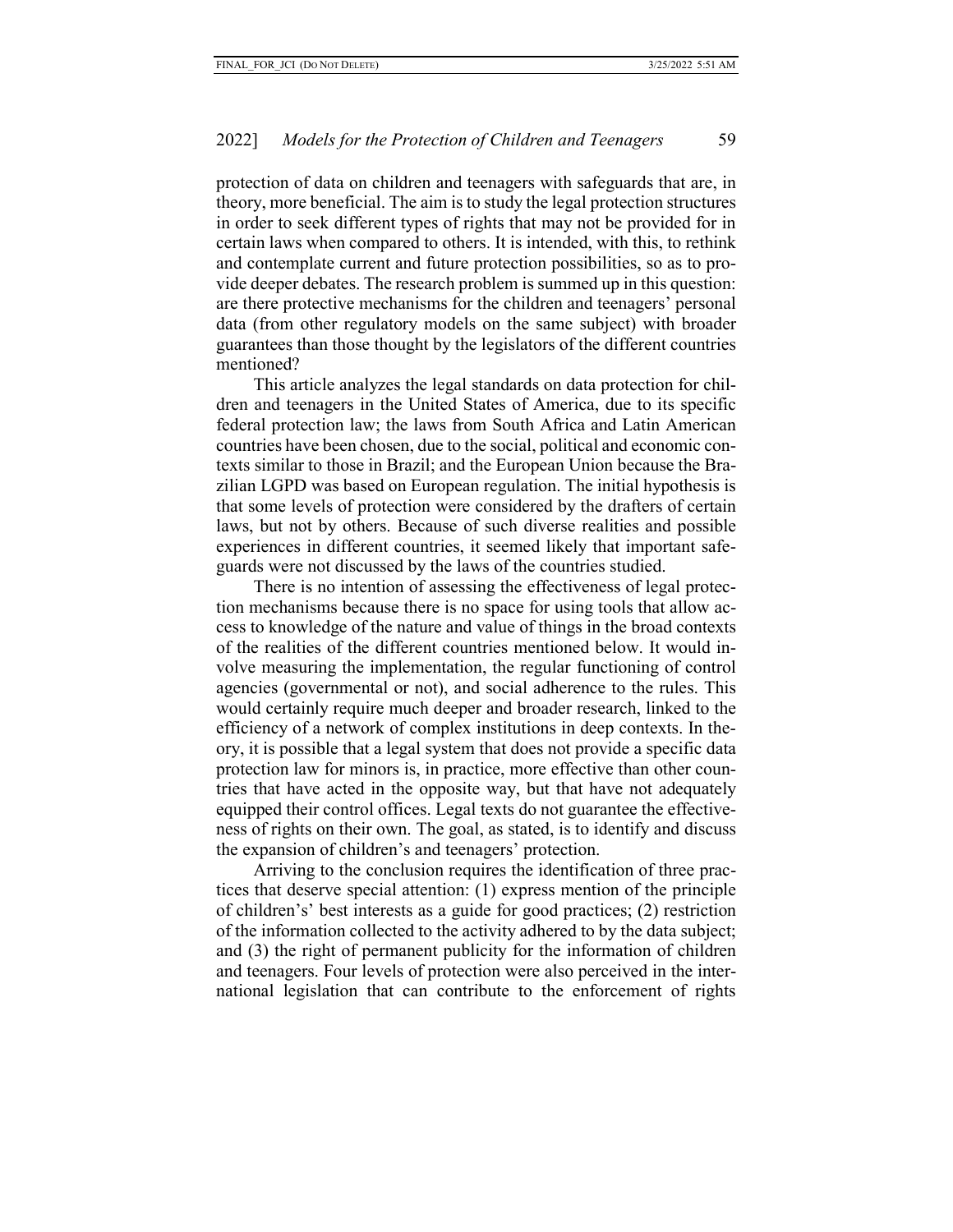protection of data on children and teenagers with safeguards that are, in theory, more beneficial. The aim is to study the legal protection structures in order to seek different types of rights that may not be provided for in certain laws when compared to others. It is intended, with this, to rethink and contemplate current and future protection possibilities, so as to provide deeper debates. The research problem is summed up in this question: are there protective mechanisms for the children and teenagers' personal data (from other regulatory models on the same subject) with broader guarantees than those thought by the legislators of the different countries mentioned?

This article analyzes the legal standards on data protection for children and teenagers in the United States of America, due to its specific federal protection law; the laws from South Africa and Latin American countries have been chosen, due to the social, political and economic contexts similar to those in Brazil; and the European Union because the Brazilian LGPD was based on European regulation. The initial hypothesis is that some levels of protection were considered by the drafters of certain laws, but not by others. Because of such diverse realities and possible experiences in different countries, it seemed likely that important safeguards were not discussed by the laws of the countries studied.

There is no intention of assessing the effectiveness of legal protection mechanisms because there is no space for using tools that allow access to knowledge of the nature and value of things in the broad contexts of the realities of the different countries mentioned below. It would involve measuring the implementation, the regular functioning of control agencies (governmental or not), and social adherence to the rules. This would certainly require much deeper and broader research, linked to the efficiency of a network of complex institutions in deep contexts. In theory, it is possible that a legal system that does not provide a specific data protection law for minors is, in practice, more effective than other countries that have acted in the opposite way, but that have not adequately equipped their control offices. Legal texts do not guarantee the effectiveness of rights on their own. The goal, as stated, is to identify and discuss the expansion of children's and teenagers' protection.

Arriving to the conclusion requires the identification of three practices that deserve special attention: (1) express mention of the principle of children's' best interests as a guide for good practices; (2) restriction of the information collected to the activity adhered to by the data subject; and (3) the right of permanent publicity for the information of children and teenagers. Four levels of protection were also perceived in the international legislation that can contribute to the enforcement of rights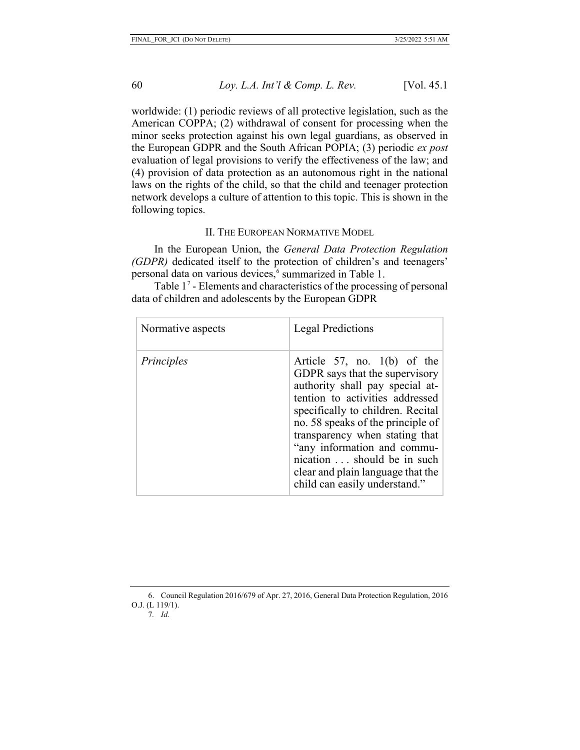worldwide: (1) periodic reviews of all protective legislation, such as the American COPPA; (2) withdrawal of consent for processing when the minor seeks protection against his own legal guardians, as observed in the European GDPR and the South African POPIA; (3) periodic *ex post* evaluation of legal provisions to verify the effectiveness of the law; and (4) provision of data protection as an autonomous right in the national laws on the rights of the child, so that the child and teenager protection network develops a culture of attention to this topic. This is shown in the following topics.

## II. The European Normative Model

In the European Union, the *General Data Protection Regulation (GDPR)* dedicated itself to the protection of children's and teenagers' personal data on various devices,[6] summarized in Table 1.

Table 1[7] - Elements and characteristics of the processing of personal data of children and adolescents by the European GDPR

| Normative aspects | Legal Predictions |
|---|---|
| *Principles* | Article 57, no. 1(b) of the GDPR says that the supervisory authority shall pay special attention to activities addressed specifically to children. Recital no. 58 speaks of the principle of transparency when stating that "any information and communication . . . should be in such clear and plain language that the child can easily understand." |

6. Council Regulation 2016/679 of Apr. 27, 2016, General Data Protection Regulation, 2016 O.J. (L 119/1).

7. *Id.*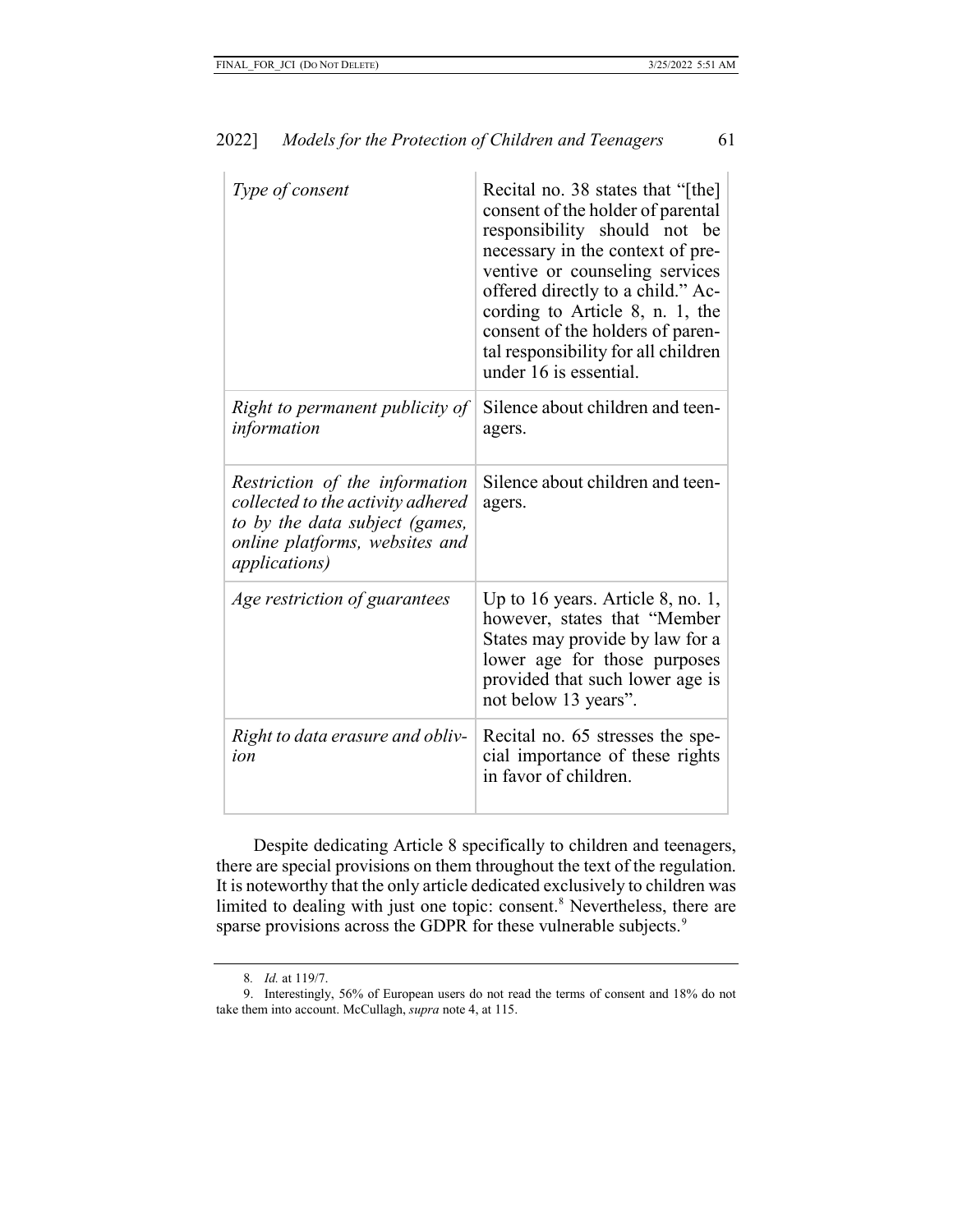| | |
|---|---|
| *Type of consent* | Recital no. 38 states that "[the] consent of the holder of parental responsibility should not be necessary in the context of preventive or counseling services offered directly to a child." According to Article 8, n. 1, the consent of the holders of parental responsibility for all children under 16 is essential. |
| *Right to permanent publicity of information* | Silence about children and teenagers. |
| *Restriction of the information collected to the activity adhered to by the data subject (games, online platforms, websites and applications)* | Silence about children and teenagers. |
| *Age restriction of guarantees* | Up to 16 years. Article 8, no. 1, however, states that "Member States may provide by law for a lower age for those purposes provided that such lower age is not below 13 years". |
| *Right to data erasure and oblivion* | Recital no. 65 stresses the special importance of these rights in favor of children. |

Despite dedicating Article 8 specifically to children and teenagers, there are special provisions on them throughout the text of the regulation. It is noteworthy that the only article dedicated exclusively to children was limited to dealing with just one topic: consent.[8] Nevertheless, there are sparse provisions across the GDPR for these vulnerable subjects.[9]

8. *Id.* at 119/7.

9. Interestingly, 56% of European users do not read the terms of consent and 18% do not take them into account. McCullagh, *supra* note 4, at 115.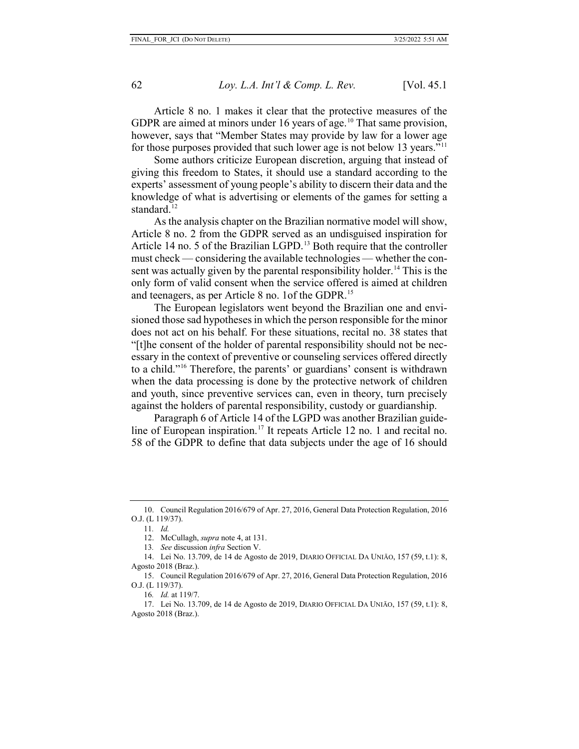Article 8 no. 1 makes it clear that the protective measures of the GDPR are aimed at minors under 16 years of age.[10] That same provision, however, says that "Member States may provide by law for a lower age for those purposes provided that such lower age is not below 13 years."[11]

Some authors criticize European discretion, arguing that instead of giving this freedom to States, it should use a standard according to the experts' assessment of young people's ability to discern their data and the knowledge of what is advertising or elements of the games for setting a standard.[12]

As the analysis chapter on the Brazilian normative model will show, Article 8 no. 2 from the GDPR served as an undisguised inspiration for Article 14 no. 5 of the Brazilian LGPD.[13] Both require that the controller must check — considering the available technologies — whether the consent was actually given by the parental responsibility holder.[14] This is the only form of valid consent when the service offered is aimed at children and teenagers, as per Article 8 no. 1of the GDPR.[15]

The European legislators went beyond the Brazilian one and envisioned those sad hypotheses in which the person responsible for the minor does not act on his behalf. For these situations, recital no. 38 states that "[t]he consent of the holder of parental responsibility should not be necessary in the context of preventive or counseling services offered directly to a child."[16] Therefore, the parents' or guardians' consent is withdrawn when the data processing is done by the protective network of children and youth, since preventive services can, even in theory, turn precisely against the holders of parental responsibility, custody or guardianship.

Paragraph 6 of Article 14 of the LGPD was another Brazilian guideline of European inspiration.[17] It repeats Article 12 no. 1 and recital no. 58 of the GDPR to define that data subjects under the age of 16 should

---

10. Council Regulation 2016/679 of Apr. 27, 2016, General Data Protection Regulation, 2016 O.J. (L 119/37).

11. *Id.*

12. McCullagh, *supra* note 4, at 131.

13. *See* discussion *infra* Section V.

14. Lei No. 13.709, de 14 de Agosto de 2019, DIARIO OFFICIAL DA UNIÃO, 157 (59, t.1): 8, Agosto 2018 (Braz.).

15. Council Regulation 2016/679 of Apr. 27, 2016, General Data Protection Regulation, 2016 O.J. (L 119/37).

16. *Id.* at 119/7.

17. Lei No. 13.709, de 14 de Agosto de 2019, DIARIO OFFICIAL DA UNIÃO, 157 (59, t.1): 8, Agosto 2018 (Braz.).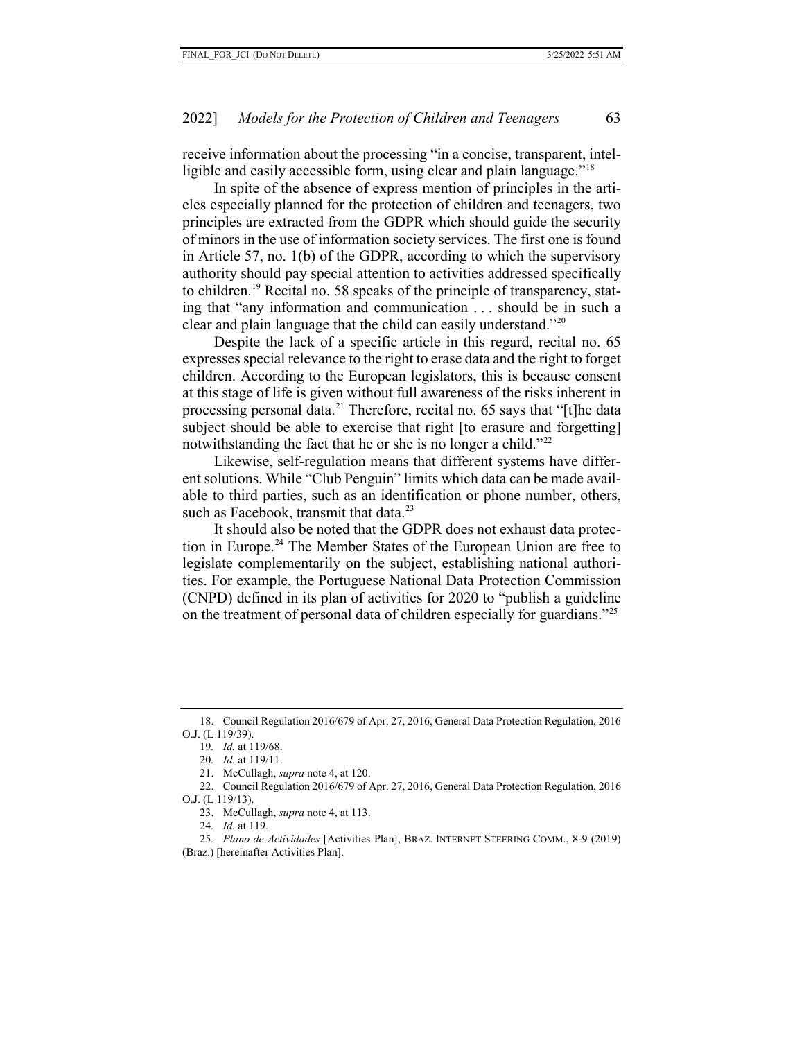receive information about the processing "in a concise, transparent, intelligible and easily accessible form, using clear and plain language."[18]

In spite of the absence of express mention of principles in the articles especially planned for the protection of children and teenagers, two principles are extracted from the GDPR which should guide the security of minors in the use of information society services. The first one is found in Article 57, no. 1(b) of the GDPR, according to which the supervisory authority should pay special attention to activities addressed specifically to children.[19] Recital no. 58 speaks of the principle of transparency, stating that "any information and communication . . . should be in such a clear and plain language that the child can easily understand."[20]

Despite the lack of a specific article in this regard, recital no. 65 expresses special relevance to the right to erase data and the right to forget children. According to the European legislators, this is because consent at this stage of life is given without full awareness of the risks inherent in processing personal data.[21] Therefore, recital no. 65 says that "[t]he data subject should be able to exercise that right [to erasure and forgetting] notwithstanding the fact that he or she is no longer a child."[22]

Likewise, self-regulation means that different systems have different solutions. While "Club Penguin" limits which data can be made available to third parties, such as an identification or phone number, others, such as Facebook, transmit that data.[23]

It should also be noted that the GDPR does not exhaust data protection in Europe.[24] The Member States of the European Union are free to legislate complementarily on the subject, establishing national authorities. For example, the Portuguese National Data Protection Commission (CNPD) defined in its plan of activities for 2020 to "publish a guideline on the treatment of personal data of children especially for guardians."[25]

---

18. Council Regulation 2016/679 of Apr. 27, 2016, General Data Protection Regulation, 2016 O.J. (L 119/39).

19. *Id.* at 119/68.

20. *Id.* at 119/11.

21. McCullagh, *supra* note 4, at 120.

22. Council Regulation 2016/679 of Apr. 27, 2016, General Data Protection Regulation, 2016 O.J. (L 119/13).

23. McCullagh, *supra* note 4, at 113.

24. *Id.* at 119.

25. *Plano de Actividades* [Activities Plan], BRAZ. INTERNET STEERING COMM., 8-9 (2019) (Braz.) [hereinafter Activities Plan].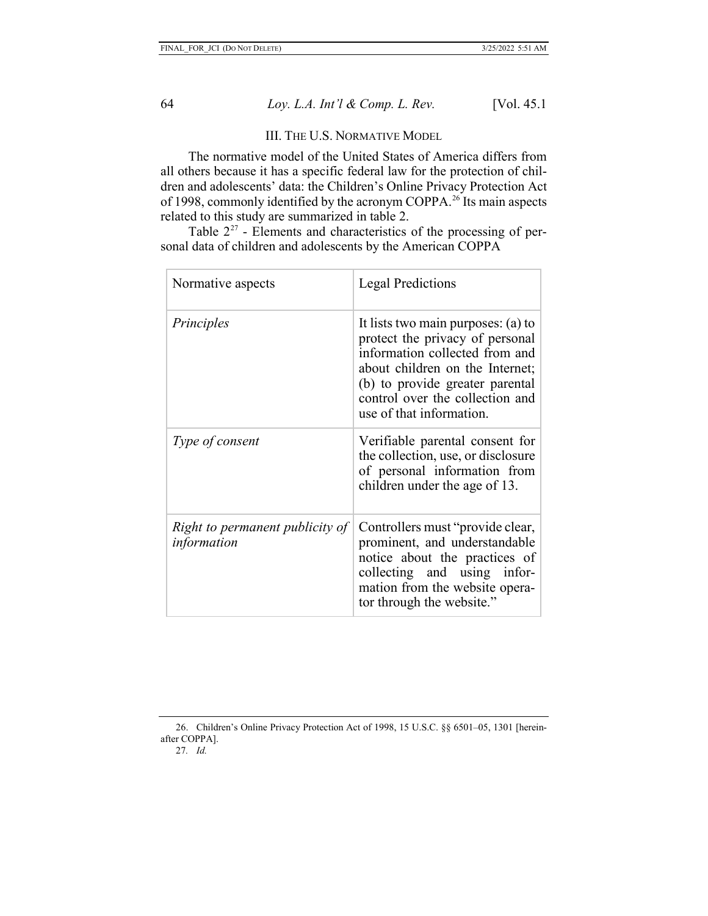## III. THE U.S. NORMATIVE MODEL

The normative model of the United States of America differs from all others because it has a specific federal law for the protection of children and adolescents' data: the Children's Online Privacy Protection Act of 1998, commonly identified by the acronym COPPA.[26] Its main aspects related to this study are summarized in table 2.

Table 2[27] - Elements and characteristics of the processing of personal data of children and adolescents by the American COPPA

| Normative aspects | Legal Predictions |
|---|---|
| *Principles* | It lists two main purposes: (a) to protect the privacy of personal information collected from and about children on the Internet; (b) to provide greater parental control over the collection and use of that information. |
| *Type of consent* | Verifiable parental consent for the collection, use, or disclosure of personal information from children under the age of 13. |
| *Right to permanent publicity of information* | Controllers must "provide clear, prominent, and understandable notice about the practices of collecting and using information from the website operator through the website." |

26. Children's Online Privacy Protection Act of 1998, 15 U.S.C. §§ 6501–05, 1301 [hereinafter COPPA].

27. *Id.*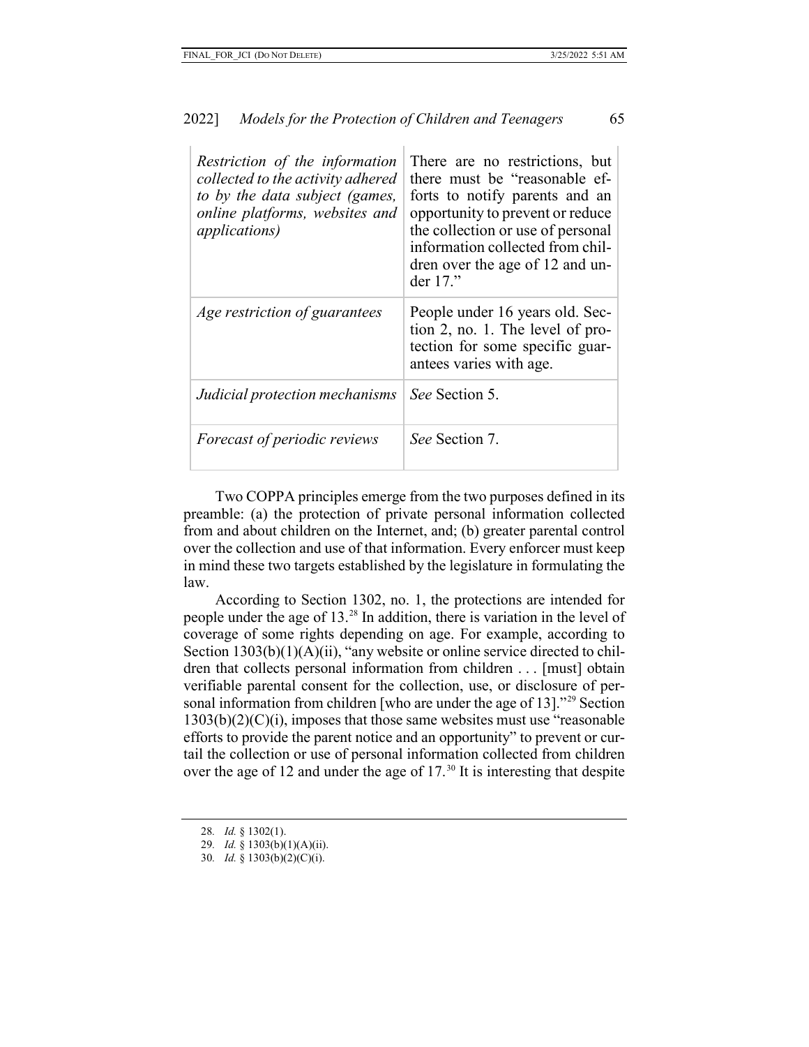| | |
|---|---|
| *Restriction of the information collected to the activity adhered to by the data subject (games, online platforms, websites and applications)* | There are no restrictions, but there must be "reasonable efforts to notify parents and an opportunity to prevent or reduce the collection or use of personal information collected from children over the age of 12 and under 17." |
| *Age restriction of guarantees* | People under 16 years old. Section 2, no. 1. The level of protection for some specific guarantees varies with age. |
| *Judicial protection mechanisms* | *See* Section 5. |
| *Forecast of periodic reviews* | *See* Section 7. |

Two COPPA principles emerge from the two purposes defined in its preamble: (a) the protection of private personal information collected from and about children on the Internet, and; (b) greater parental control over the collection and use of that information. Every enforcer must keep in mind these two targets established by the legislature in formulating the law.

According to Section 1302, no. 1, the protections are intended for people under the age of 13.[28] In addition, there is variation in the level of coverage of some rights depending on age. For example, according to Section 1303(b)(1)(A)(ii), "any website or online service directed to children that collects personal information from children . . . [must] obtain verifiable parental consent for the collection, use, or disclosure of personal information from children [who are under the age of 13]."[29] Section 1303(b)(2)(C)(i), imposes that those same websites must use "reasonable efforts to provide the parent notice and an opportunity" to prevent or curtail the collection or use of personal information collected from children over the age of 12 and under the age of 17.[30] It is interesting that despite

28. *Id.* § 1302(1).

29. *Id.* § 1303(b)(1)(A)(ii).

30. *Id.* § 1303(b)(2)(C)(i).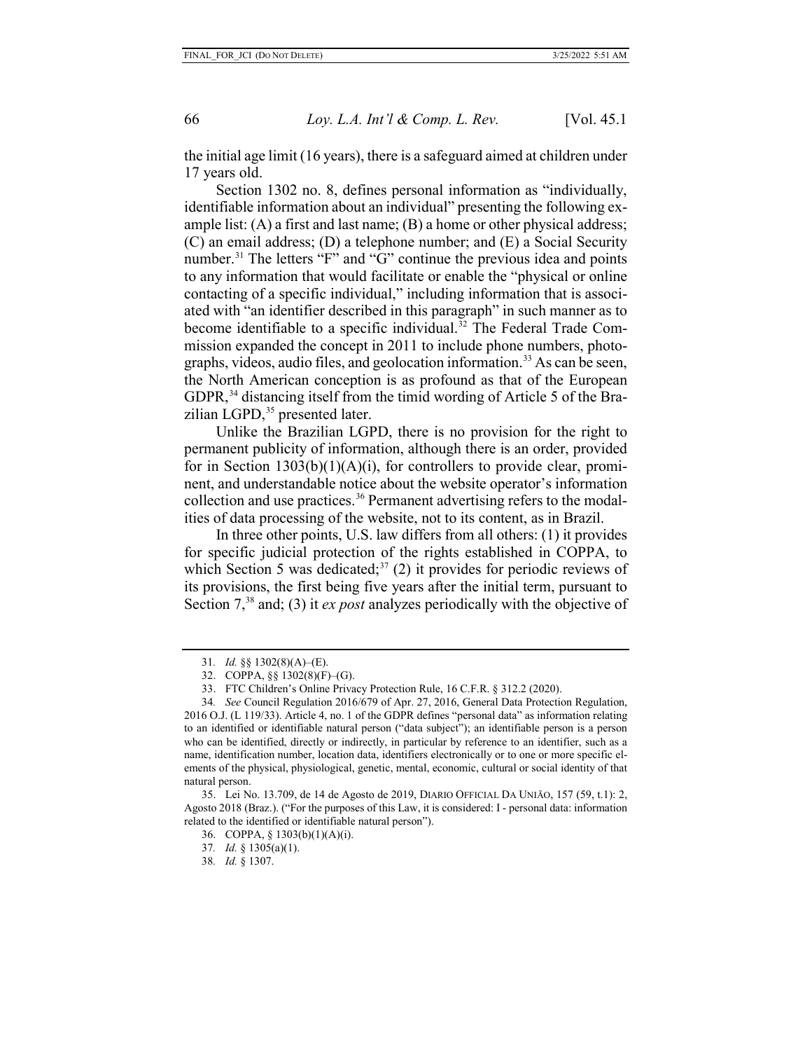the initial age limit (16 years), there is a safeguard aimed at children under 17 years old.

Section 1302 no. 8, defines personal information as "individually, identifiable information about an individual" presenting the following example list: (A) a first and last name; (B) a home or other physical address; (C) an email address; (D) a telephone number; and (E) a Social Security number.[31] The letters "F" and "G" continue the previous idea and points to any information that would facilitate or enable the "physical or online contacting of a specific individual," including information that is associated with "an identifier described in this paragraph" in such manner as to become identifiable to a specific individual.[32] The Federal Trade Commission expanded the concept in 2011 to include phone numbers, photographs, videos, audio files, and geolocation information.[33] As can be seen, the North American conception is as profound as that of the European GDPR,[34] distancing itself from the timid wording of Article 5 of the Brazilian LGPD,[35] presented later.

Unlike the Brazilian LGPD, there is no provision for the right to permanent publicity of information, although there is an order, provided for in Section 1303(b)(1)(A)(i), for controllers to provide clear, prominent, and understandable notice about the website operator's information collection and use practices.[36] Permanent advertising refers to the modalities of data processing of the website, not to its content, as in Brazil.

In three other points, U.S. law differs from all others: (1) it provides for specific judicial protection of the rights established in COPPA, to which Section 5 was dedicated;[37] (2) it provides for periodic reviews of its provisions, the first being five years after the initial term, pursuant to Section 7,[38] and; (3) it *ex post* analyzes periodically with the objective of

---

31. *Id.* §§ 1302(8)(A)–(E).

32. COPPA, §§ 1302(8)(F)–(G).

33. FTC Children's Online Privacy Protection Rule, 16 C.F.R. § 312.2 (2020).

34. *See* Council Regulation 2016/679 of Apr. 27, 2016, General Data Protection Regulation, 2016 O.J. (L 119/33). Article 4, no. 1 of the GDPR defines "personal data" as information relating to an identified or identifiable natural person ("data subject"); an identifiable person is a person who can be identified, directly or indirectly, in particular by reference to an identifier, such as a name, identification number, location data, identifiers electronically or to one or more specific elements of the physical, physiological, genetic, mental, economic, cultural or social identity of that natural person.

35. Lei No. 13.709, de 14 de Agosto de 2019, DIARIO OFFICIAL DA UNIÃO, 157 (59, t.1): 2, Agosto 2018 (Braz.). ("For the purposes of this Law, it is considered: I - personal data: information related to the identified or identifiable natural person").

36. COPPA, § 1303(b)(1)(A)(i).

37. *Id.* § 1305(a)(1).

38. *Id.* § 1307.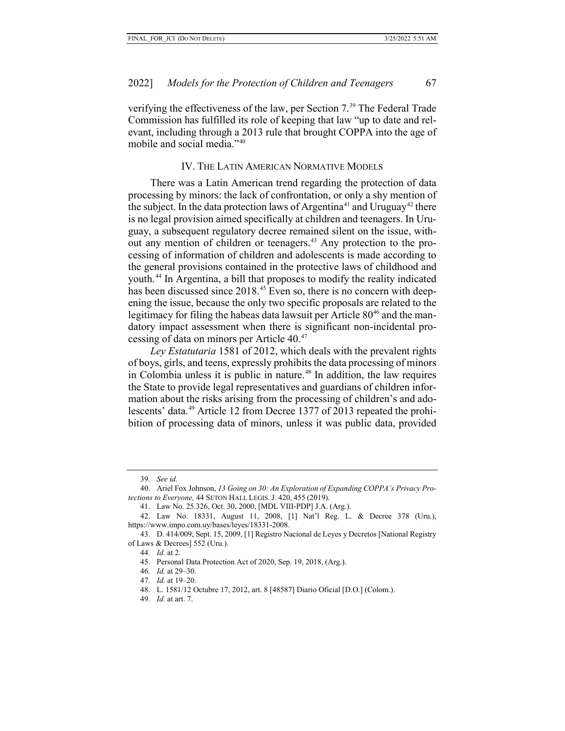verifying the effectiveness of the law, per Section 7.[39] The Federal Trade Commission has fulfilled its role of keeping that law "up to date and relevant, including through a 2013 rule that brought COPPA into the age of mobile and social media."[40]

## IV. The Latin American Normative Models

There was a Latin American trend regarding the protection of data processing by minors: the lack of confrontation, or only a shy mention of the subject. In the data protection laws of Argentina[41] and Uruguay[42] there is no legal provision aimed specifically at children and teenagers. In Uruguay, a subsequent regulatory decree remained silent on the issue, without any mention of children or teenagers.[43] Any protection to the processing of information of children and adolescents is made according to the general provisions contained in the protective laws of childhood and youth.[44] In Argentina, a bill that proposes to modify the reality indicated has been discussed since 2018.[45] Even so, there is no concern with deepening the issue, because the only two specific proposals are related to the legitimacy for filing the habeas data lawsuit per Article 80[46] and the mandatory impact assessment when there is significant non-incidental processing of data on minors per Article 40.[47]

*Ley Estatutaria* 1581 of 2012, which deals with the prevalent rights of boys, girls, and teens, expressly prohibits the data processing of minors in Colombia unless it is public in nature.[48] In addition, the law requires the State to provide legal representatives and guardians of children information about the risks arising from the processing of children's and adolescents' data.[49] Article 12 from Decree 1377 of 2013 repeated the prohibition of processing data of minors, unless it was public data, provided

---

39. *See id.*

40. Ariel Fox Johnson, *13 Going on 30: An Exploration of Expanding COPPA's Privacy Protections to Everyone,* 44 Seton Hall Legis. J. 420, 455 (2019).

41. Law No. 25.326, Oct. 30, 2000, [MDL VIII-PDP] J.A. (Arg.).

42. Law No. 18331, August 11, 2008, [1] Nat'l Reg. L. & Decree 378 (Uru.), https://www.impo.com.uy/bases/leyes/18331-2008.

43. D. 414/009, Sept. 15, 2009, [1] Registro Nacional de Leyes y Decretos [National Registry of Laws & Decrees] 552 (Uru.).

44. *Id.* at 2.

45. Personal Data Protection Act of 2020, Sep. 19, 2018, (Arg.).

46. *Id.* at 29–30.

47. *Id.* at 19–20.

48. L. 1581/12 Octubre 17, 2012, art. 8 [48587] Diario Oficial [D.O.] (Colom.).

49. *Id.* at art. 7.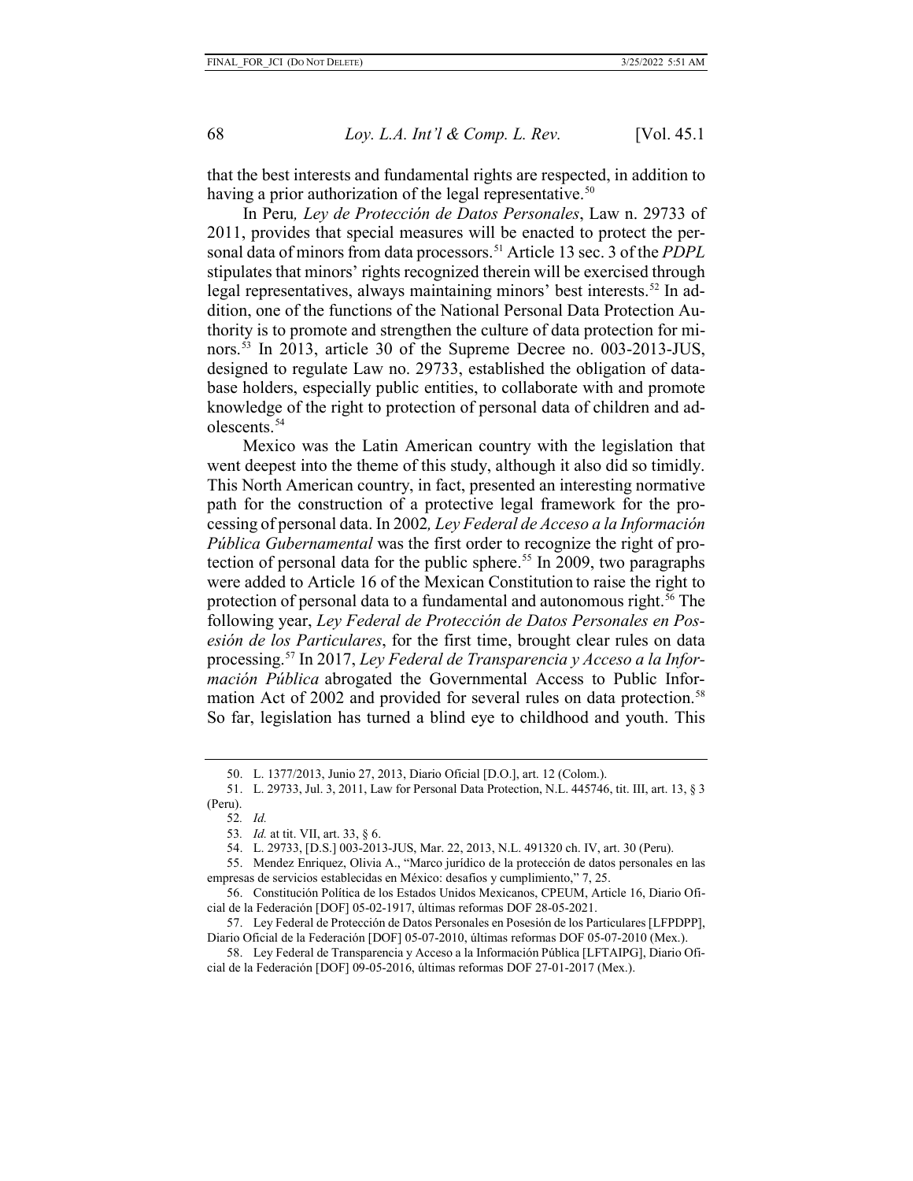that the best interests and fundamental rights are respected, in addition to having a prior authorization of the legal representative.[50]

In Peru*, Ley de Protección de Datos Personales*, Law n. 29733 of 2011, provides that special measures will be enacted to protect the personal data of minors from data processors.[51] Article 13 sec. 3 of the *PDPL* stipulates that minors' rights recognized therein will be exercised through legal representatives, always maintaining minors' best interests.[52] In addition, one of the functions of the National Personal Data Protection Authority is to promote and strengthen the culture of data protection for minors.[53] In 2013, article 30 of the Supreme Decree no. 003-2013-JUS, designed to regulate Law no. 29733, established the obligation of database holders, especially public entities, to collaborate with and promote knowledge of the right to protection of personal data of children and adolescents.[54]

Mexico was the Latin American country with the legislation that went deepest into the theme of this study, although it also did so timidly. This North American country, in fact, presented an interesting normative path for the construction of a protective legal framework for the processing of personal data. In 2002*, Ley Federal de Acceso a la Información Pública Gubernamental* was the first order to recognize the right of protection of personal data for the public sphere.[55] In 2009, two paragraphs were added to Article 16 of the Mexican Constitution to raise the right to protection of personal data to a fundamental and autonomous right.[56] The following year, *Ley Federal de Protección de Datos Personales en Posesión de los Particulares*, for the first time, brought clear rules on data processing.[57] In 2017, *Ley Federal de Transparencia y Acceso a la Información Pública* abrogated the Governmental Access to Public Information Act of 2002 and provided for several rules on data protection.[58] So far, legislation has turned a blind eye to childhood and youth. This

---

50. L. 1377/2013, Junio 27, 2013, Diario Oficial [D.O.], art. 12 (Colom.).

51. L. 29733, Jul. 3, 2011, Law for Personal Data Protection, N.L. 445746, tit. III, art. 13, § 3 (Peru).

52. *Id.*

53. *Id.* at tit. VII, art. 33, § 6.

54. L. 29733, [D.S.] 003-2013-JUS, Mar. 22, 2013, N.L. 491320 ch. IV, art. 30 (Peru).

55. Mendez Enriquez, Olivia A., "Marco jurídico de la protección de datos personales en las empresas de servicios establecidas en México: desafíos y cumplimiento," 7, 25.

56. Constitución Política de los Estados Unidos Mexicanos, CPEUM, Article 16, Diario Oficial de la Federación [DOF] 05-02-1917, últimas reformas DOF 28-05-2021.

57. Ley Federal de Protección de Datos Personales en Posesión de los Particulares [LFPDPP], Diario Oficial de la Federación [DOF] 05-07-2010, últimas reformas DOF 05-07-2010 (Mex.).

58. Ley Federal de Transparencia y Acceso a la Información Pública [LFTAIPG], Diario Oficial de la Federación [DOF] 09-05-2016, últimas reformas DOF 27-01-2017 (Mex.).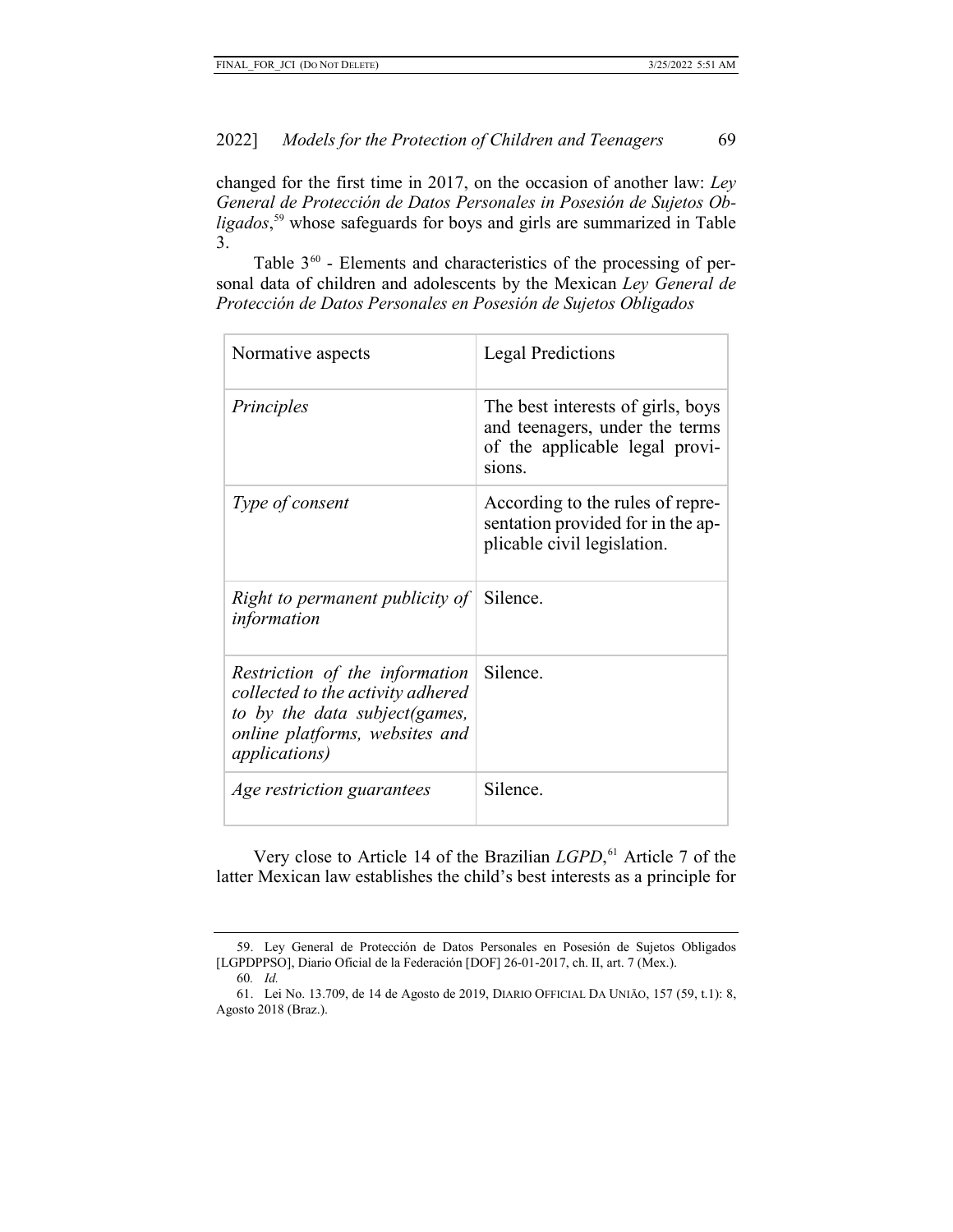changed for the first time in 2017, on the occasion of another law: *Ley General de Protección de Datos Personales in Posesión de Sujetos Obligados*,[59] whose safeguards for boys and girls are summarized in Table 3.

Table 3[60] - Elements and characteristics of the processing of personal data of children and adolescents by the Mexican *Ley General de Protección de Datos Personales en Posesión de Sujetos Obligados*

| Normative aspects | Legal Predictions |
| --- | --- |
| *Principles* | The best interests of girls, boys and teenagers, under the terms of the applicable legal provisions. |
| *Type of consent* | According to the rules of representation provided for in the applicable civil legislation. |
| *Right to permanent publicity of information* | Silence. |
| *Restriction of the information collected to the activity adhered to by the data subject(games, online platforms, websites and applications)* | Silence. |
| *Age restriction guarantees* | Silence. |

Very close to Article 14 of the Brazilian *LGPD*,[61] Article 7 of the latter Mexican law establishes the child's best interests as a principle for

59. Ley General de Protección de Datos Personales en Posesión de Sujetos Obligados [LGPDPPSO], Diario Oficial de la Federación [DOF] 26-01-2017, ch. II, art. 7 (Mex.).

60. *Id.*

61. Lei No. 13.709, de 14 de Agosto de 2019, DIARIO OFFICIAL DA UNIÃO, 157 (59, t.1): 8, Agosto 2018 (Braz.).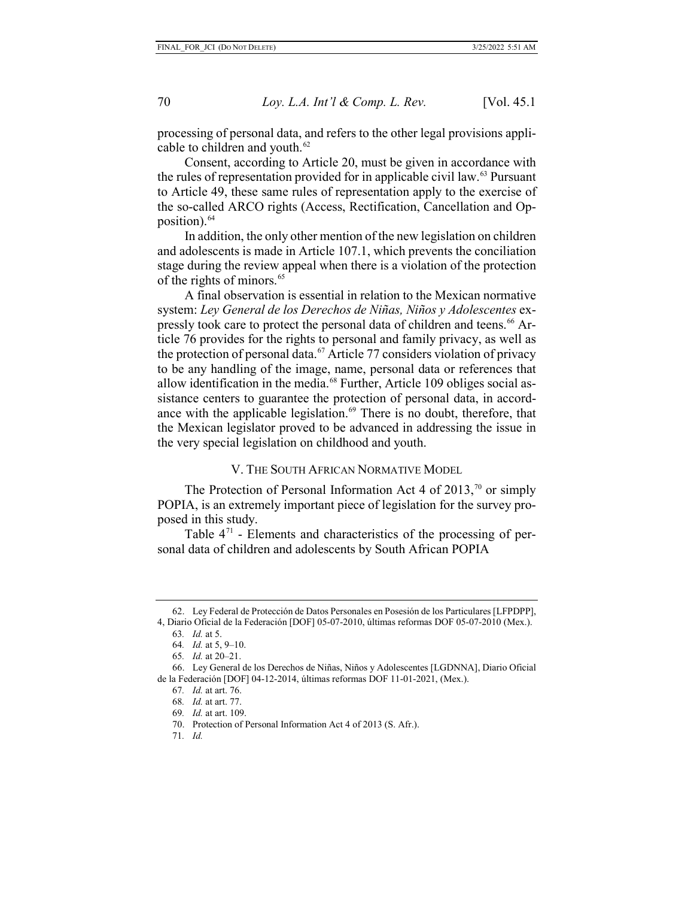processing of personal data, and refers to the other legal provisions applicable to children and youth.[62]

Consent, according to Article 20, must be given in accordance with the rules of representation provided for in applicable civil law.[63] Pursuant to Article 49, these same rules of representation apply to the exercise of the so-called ARCO rights (Access, Rectification, Cancellation and Opposition).[64]

In addition, the only other mention of the new legislation on children and adolescents is made in Article 107.1, which prevents the conciliation stage during the review appeal when there is a violation of the protection of the rights of minors.[65]

A final observation is essential in relation to the Mexican normative system: *Ley General de los Derechos de Niñas, Niños y Adolescentes* expressly took care to protect the personal data of children and teens.[66] Article 76 provides for the rights to personal and family privacy, as well as the protection of personal data.[67] Article 77 considers violation of privacy to be any handling of the image, name, personal data or references that allow identification in the media.[68] Further, Article 109 obliges social assistance centers to guarantee the protection of personal data, in accordance with the applicable legislation.[69] There is no doubt, therefore, that the Mexican legislator proved to be advanced in addressing the issue in the very special legislation on childhood and youth.

## V. The South African Normative Model

The Protection of Personal Information Act 4 of 2013,[70] or simply POPIA, is an extremely important piece of legislation for the survey proposed in this study.

Table 4[71] - Elements and characteristics of the processing of personal data of children and adolescents by South African POPIA

---

62. Ley Federal de Protección de Datos Personales en Posesión de los Particulares [LFPDPP], 4, Diario Oficial de la Federación [DOF] 05-07-2010, últimas reformas DOF 05-07-2010 (Mex.).

63. *Id.* at 5.

64. *Id.* at 5, 9–10.

65. *Id.* at 20–21.

66. Ley General de los Derechos de Niñas, Niños y Adolescentes [LGDNNA], Diario Oficial de la Federación [DOF] 04-12-2014, últimas reformas DOF 11-01-2021, (Mex.).

67. *Id.* at art. 76.

68. *Id.* at art. 77.

69. *Id.* at art. 109.

70. Protection of Personal Information Act 4 of 2013 (S. Afr.).

71. *Id.*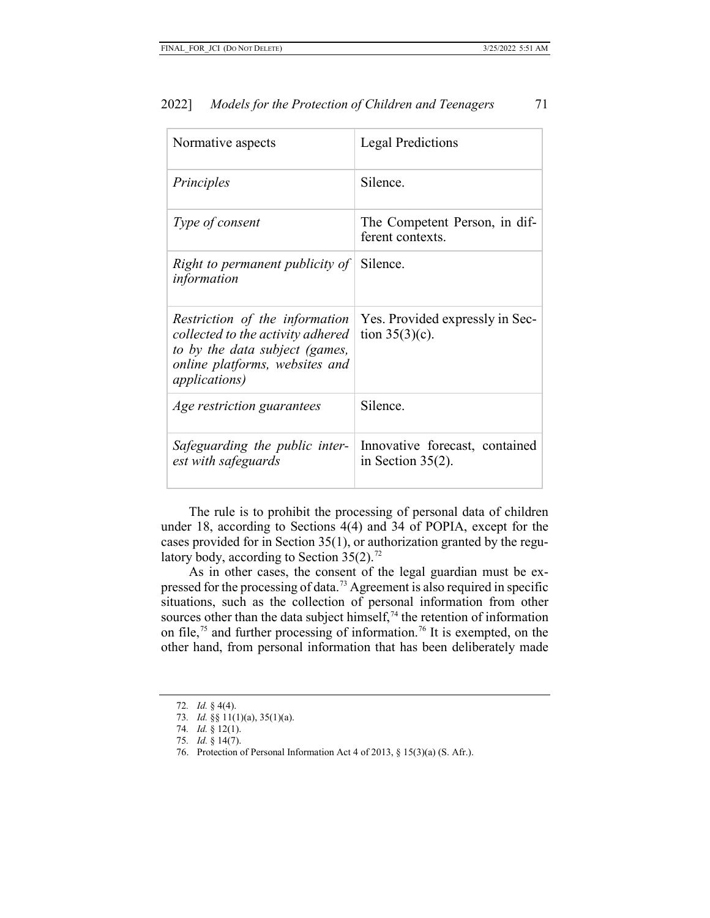| Normative aspects | Legal Predictions |
| --- | --- |
| *Principles* | Silence. |
| *Type of consent* | The Competent Person, in different contexts. |
| *Right to permanent publicity of information* | Silence. |
| *Restriction of the information collected to the activity adhered to by the data subject (games, online platforms, websites and applications)* | Yes. Provided expressly in Section 35(3)(c). |
| *Age restriction guarantees* | Silence. |
| *Safeguarding the public interest with safeguards* | Innovative forecast, contained in Section 35(2). |

The rule is to prohibit the processing of personal data of children under 18, according to Sections 4(4) and 34 of POPIA, except for the cases provided for in Section 35(1), or authorization granted by the regulatory body, according to Section 35(2).[72]

As in other cases, the consent of the legal guardian must be expressed for the processing of data.[73] Agreement is also required in specific situations, such as the collection of personal information from other sources other than the data subject himself,[74] the retention of information on file,[75] and further processing of information.[76] It is exempted, on the other hand, from personal information that has been deliberately made

72. *Id.* § 4(4).

73. *Id.* §§ 11(1)(a), 35(1)(a).

74. *Id.* § 12(1).

75. *Id.* § 14(7).

76. Protection of Personal Information Act 4 of 2013, § 15(3)(a) (S. Afr.).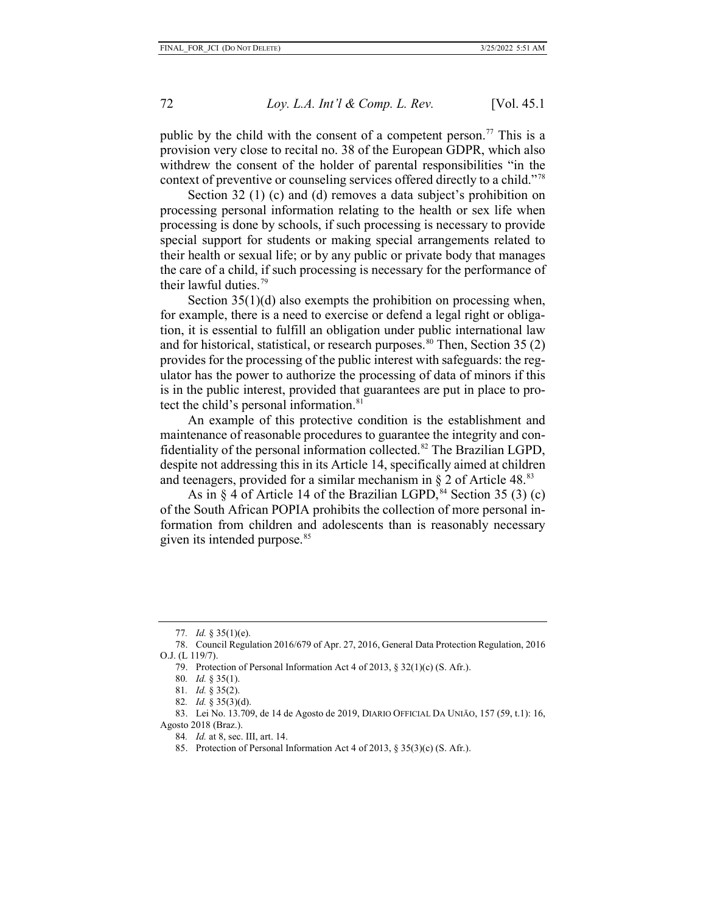public by the child with the consent of a competent person.[77] This is a provision very close to recital no. 38 of the European GDPR, which also withdrew the consent of the holder of parental responsibilities "in the context of preventive or counseling services offered directly to a child."[78]

Section 32 (1) (c) and (d) removes a data subject's prohibition on processing personal information relating to the health or sex life when processing is done by schools, if such processing is necessary to provide special support for students or making special arrangements related to their health or sexual life; or by any public or private body that manages the care of a child, if such processing is necessary for the performance of their lawful duties.[79]

Section 35(1)(d) also exempts the prohibition on processing when, for example, there is a need to exercise or defend a legal right or obligation, it is essential to fulfill an obligation under public international law and for historical, statistical, or research purposes.[80] Then, Section 35 (2) provides for the processing of the public interest with safeguards: the regulator has the power to authorize the processing of data of minors if this is in the public interest, provided that guarantees are put in place to protect the child's personal information.[81]

An example of this protective condition is the establishment and maintenance of reasonable procedures to guarantee the integrity and confidentiality of the personal information collected.[82] The Brazilian LGPD, despite not addressing this in its Article 14, specifically aimed at children and teenagers, provided for a similar mechanism in § 2 of Article 48.[83]

As in § 4 of Article 14 of the Brazilian LGPD,[84] Section 35 (3) (c) of the South African POPIA prohibits the collection of more personal information from children and adolescents than is reasonably necessary given its intended purpose.[85]

---

77. *Id.* § 35(1)(e).

78. Council Regulation 2016/679 of Apr. 27, 2016, General Data Protection Regulation, 2016 O.J. (L 119/7).

79. Protection of Personal Information Act 4 of 2013, § 32(1)(c) (S. Afr.).

80. *Id.* § 35(1).

81. *Id.* § 35(2).

82. *Id.* § 35(3)(d).

83. Lei No. 13.709, de 14 de Agosto de 2019, DIARIO OFFICIAL DA UNIÃO, 157 (59, t.1): 16, Agosto 2018 (Braz.).

84. *Id.* at 8, sec. III, art. 14.

85. Protection of Personal Information Act 4 of 2013, § 35(3)(c) (S. Afr.).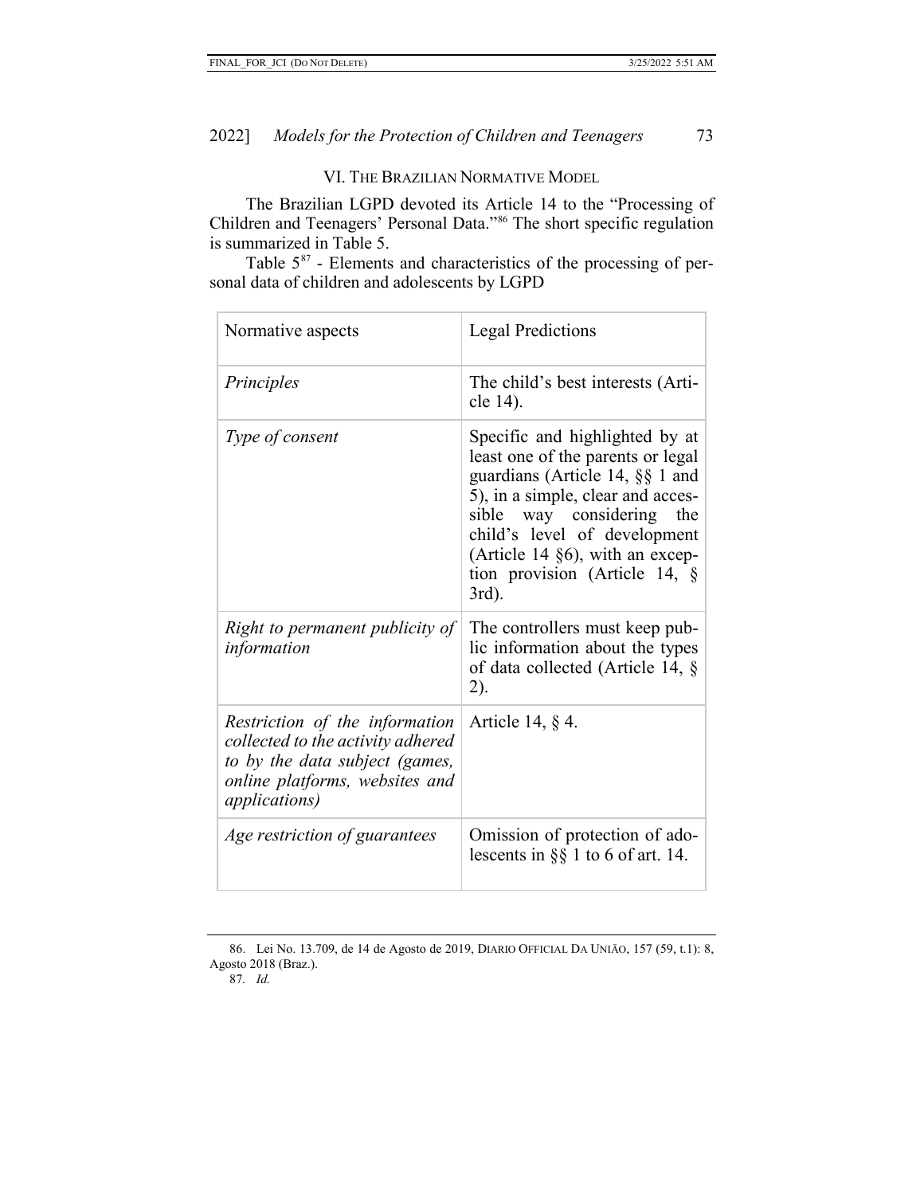## VI. THE BRAZILIAN NORMATIVE MODEL

The Brazilian LGPD devoted its Article 14 to the "Processing of Children and Teenagers' Personal Data."[86] The short specific regulation is summarized in Table 5.

Table 5[87] - Elements and characteristics of the processing of personal data of children and adolescents by LGPD

| Normative aspects | Legal Predictions |
|---|---|
| *Principles* | The child's best interests (Article 14). |
| *Type of consent* | Specific and highlighted by at least one of the parents or legal guardians (Article 14, §§ 1 and 5), in a simple, clear and accessible way considering the child's level of development (Article 14 §6), with an exception provision (Article 14, § 3rd). |
| *Right to permanent publicity of information* | The controllers must keep public information about the types of data collected (Article 14, § 2). |
| *Restriction of the information collected to the activity adhered to by the data subject (games, online platforms, websites and applications)* | Article 14, § 4. |
| *Age restriction of guarantees* | Omission of protection of adolescents in §§ 1 to 6 of art. 14. |

86. Lei No. 13.709, de 14 de Agosto de 2019, DIARIO OFFICIAL DA UNIÃO, 157 (59, t.1): 8, Agosto 2018 (Braz.).

87. *Id.*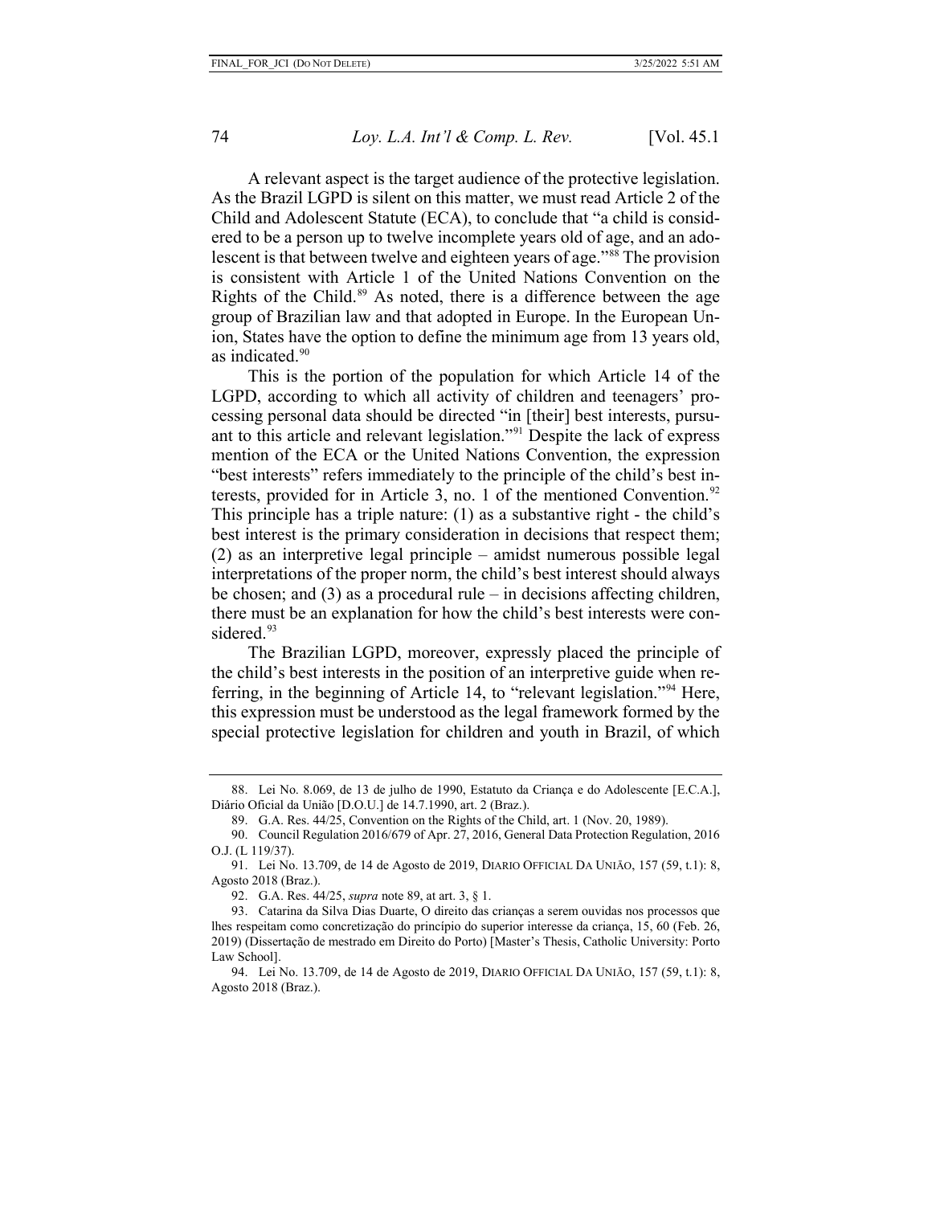A relevant aspect is the target audience of the protective legislation. As the Brazil LGPD is silent on this matter, we must read Article 2 of the Child and Adolescent Statute (ECA), to conclude that "a child is considered to be a person up to twelve incomplete years old of age, and an adolescent is that between twelve and eighteen years of age."[88] The provision is consistent with Article 1 of the United Nations Convention on the Rights of the Child.[89] As noted, there is a difference between the age group of Brazilian law and that adopted in Europe. In the European Union, States have the option to define the minimum age from 13 years old, as indicated.[90]

This is the portion of the population for which Article 14 of the LGPD, according to which all activity of children and teenagers' processing personal data should be directed "in [their] best interests, pursuant to this article and relevant legislation."[91] Despite the lack of express mention of the ECA or the United Nations Convention, the expression "best interests" refers immediately to the principle of the child's best interests, provided for in Article 3, no. 1 of the mentioned Convention.[92] This principle has a triple nature: (1) as a substantive right - the child's best interest is the primary consideration in decisions that respect them; (2) as an interpretive legal principle – amidst numerous possible legal interpretations of the proper norm, the child's best interest should always be chosen; and (3) as a procedural rule – in decisions affecting children, there must be an explanation for how the child's best interests were considered.[93]

The Brazilian LGPD, moreover, expressly placed the principle of the child's best interests in the position of an interpretive guide when referring, in the beginning of Article 14, to "relevant legislation."[94] Here, this expression must be understood as the legal framework formed by the special protective legislation for children and youth in Brazil, of which

---

88. Lei No. 8.069, de 13 de julho de 1990, Estatuto da Criança e do Adolescente [E.C.A.], Diário Oficial da União [D.O.U.] de 14.7.1990, art. 2 (Braz.).

89. G.A. Res. 44/25, Convention on the Rights of the Child, art. 1 (Nov. 20, 1989).

90. Council Regulation 2016/679 of Apr. 27, 2016, General Data Protection Regulation, 2016 O.J. (L 119/37).

91. Lei No. 13.709, de 14 de Agosto de 2019, DIARIO OFFICIAL DA UNIÃO, 157 (59, t.1): 8, Agosto 2018 (Braz.).

92. G.A. Res. 44/25, *supra* note 89, at art. 3, § 1.

93. Catarina da Silva Dias Duarte, O direito das crianças a serem ouvidas nos processos que lhes respeitam como concretização do princípio do superior interesse da criança, 15, 60 (Feb. 26, 2019) (Dissertação de mestrado em Direito do Porto) [Master's Thesis, Catholic University: Porto Law School].

94. Lei No. 13.709, de 14 de Agosto de 2019, DIARIO OFFICIAL DA UNIÃO, 157 (59, t.1): 8, Agosto 2018 (Braz.).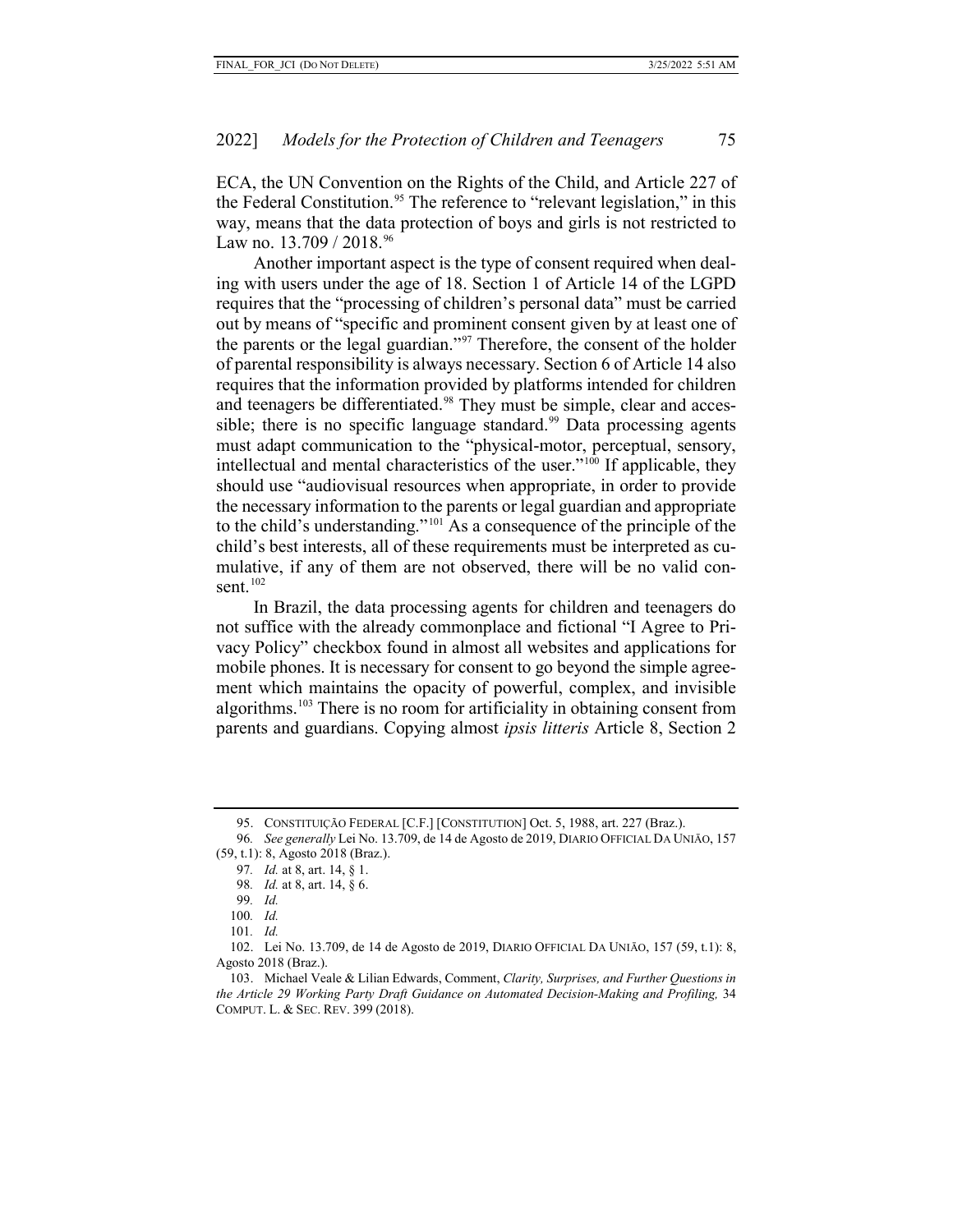ECA, the UN Convention on the Rights of the Child, and Article 227 of the Federal Constitution.[95] The reference to "relevant legislation," in this way, means that the data protection of boys and girls is not restricted to Law no. 13.709 / 2018.[96]

Another important aspect is the type of consent required when dealing with users under the age of 18. Section 1 of Article 14 of the LGPD requires that the "processing of children's personal data" must be carried out by means of "specific and prominent consent given by at least one of the parents or the legal guardian."[97] Therefore, the consent of the holder of parental responsibility is always necessary. Section 6 of Article 14 also requires that the information provided by platforms intended for children and teenagers be differentiated.[98] They must be simple, clear and accessible; there is no specific language standard.[99] Data processing agents must adapt communication to the "physical-motor, perceptual, sensory, intellectual and mental characteristics of the user."[100] If applicable, they should use "audiovisual resources when appropriate, in order to provide the necessary information to the parents or legal guardian and appropriate to the child's understanding."[101] As a consequence of the principle of the child's best interests, all of these requirements must be interpreted as cumulative, if any of them are not observed, there will be no valid consent.[102]

In Brazil, the data processing agents for children and teenagers do not suffice with the already commonplace and fictional "I Agree to Privacy Policy" checkbox found in almost all websites and applications for mobile phones. It is necessary for consent to go beyond the simple agreement which maintains the opacity of powerful, complex, and invisible algorithms.[103] There is no room for artificiality in obtaining consent from parents and guardians. Copying almost *ipsis litteris* Article 8, Section 2

---

95. CONSTITUIÇÃO FEDERAL [C.F.] [CONSTITUTION] Oct. 5, 1988, art. 227 (Braz.).

96. *See generally* Lei No. 13.709, de 14 de Agosto de 2019, DIARIO OFFICIAL DA UNIÃO, 157 (59, t.1): 8, Agosto 2018 (Braz.).

97. *Id.* at 8, art. 14, § 1.

98. *Id.* at 8, art. 14, § 6.

99. *Id.*

100. *Id.*

101. *Id.*

102. Lei No. 13.709, de 14 de Agosto de 2019, DIARIO OFFICIAL DA UNIÃO, 157 (59, t.1): 8, Agosto 2018 (Braz.).

103. Michael Veale & Lilian Edwards, Comment, *Clarity, Surprises, and Further Questions in the Article 29 Working Party Draft Guidance on Automated Decision-Making and Profiling,* 34 COMPUT. L. & SEC. REV. 399 (2018).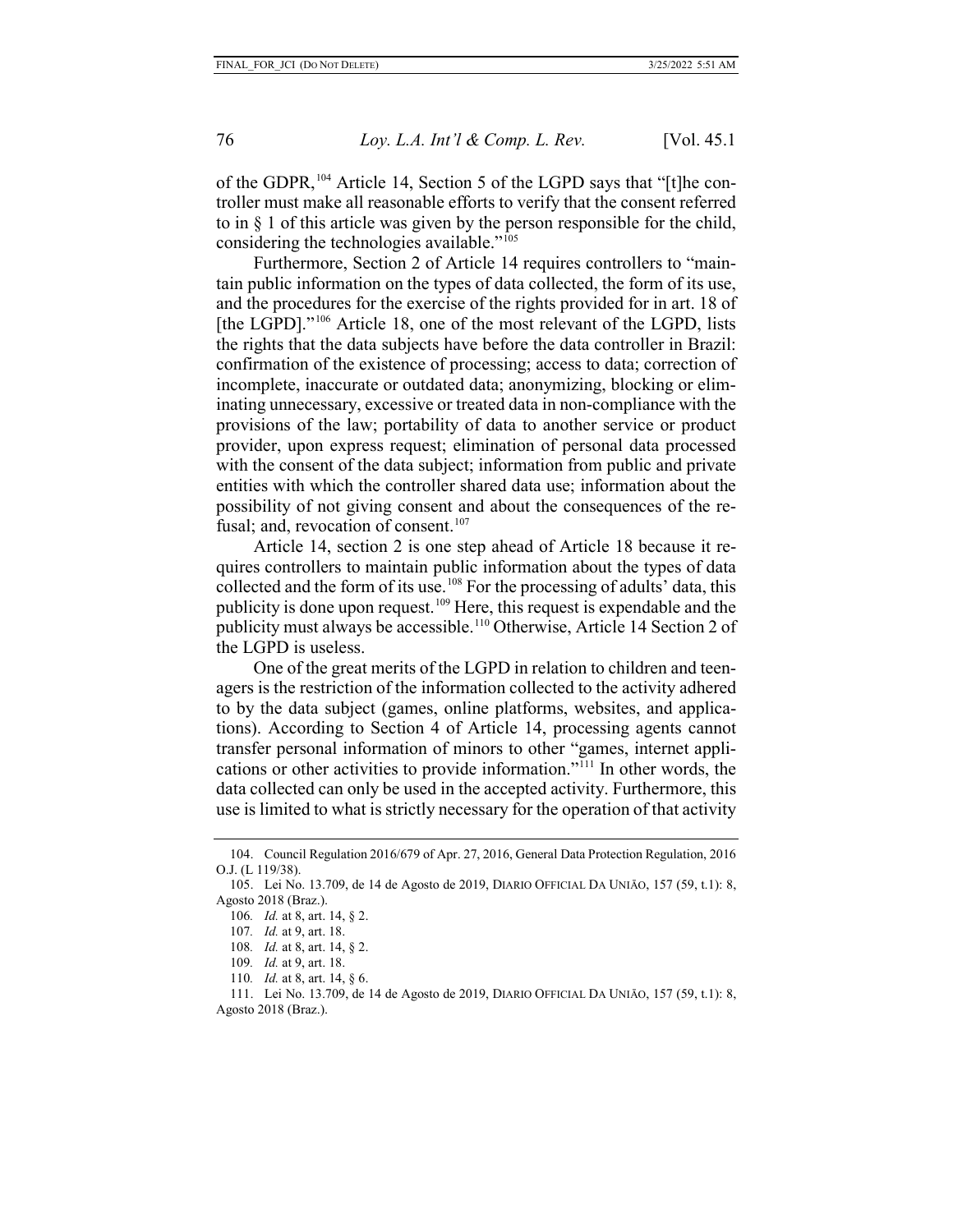of the GDPR,[104] Article 14, Section 5 of the LGPD says that "[t]he controller must make all reasonable efforts to verify that the consent referred to in § 1 of this article was given by the person responsible for the child, considering the technologies available."[105]

Furthermore, Section 2 of Article 14 requires controllers to "maintain public information on the types of data collected, the form of its use, and the procedures for the exercise of the rights provided for in art. 18 of [the LGPD]."[106] Article 18, one of the most relevant of the LGPD, lists the rights that the data subjects have before the data controller in Brazil: confirmation of the existence of processing; access to data; correction of incomplete, inaccurate or outdated data; anonymizing, blocking or eliminating unnecessary, excessive or treated data in non-compliance with the provisions of the law; portability of data to another service or product provider, upon express request; elimination of personal data processed with the consent of the data subject; information from public and private entities with which the controller shared data use; information about the possibility of not giving consent and about the consequences of the refusal; and, revocation of consent.[107]

Article 14, section 2 is one step ahead of Article 18 because it requires controllers to maintain public information about the types of data collected and the form of its use.[108] For the processing of adults' data, this publicity is done upon request.[109] Here, this request is expendable and the publicity must always be accessible.[110] Otherwise, Article 14 Section 2 of the LGPD is useless.

One of the great merits of the LGPD in relation to children and teenagers is the restriction of the information collected to the activity adhered to by the data subject (games, online platforms, websites, and applications). According to Section 4 of Article 14, processing agents cannot transfer personal information of minors to other "games, internet applications or other activities to provide information."[111] In other words, the data collected can only be used in the accepted activity. Furthermore, this use is limited to what is strictly necessary for the operation of that activity

---

104. Council Regulation 2016/679 of Apr. 27, 2016, General Data Protection Regulation, 2016 O.J. (L 119/38).

105. Lei No. 13.709, de 14 de Agosto de 2019, DIARIO OFFICIAL DA UNIÃO, 157 (59, t.1): 8, Agosto 2018 (Braz.).

106. *Id.* at 8, art. 14, § 2.

107. *Id.* at 9, art. 18.

108. *Id.* at 8, art. 14, § 2.

109. *Id.* at 9, art. 18.

110. *Id.* at 8, art. 14, § 6.

111. Lei No. 13.709, de 14 de Agosto de 2019, DIARIO OFFICIAL DA UNIÃO, 157 (59, t.1): 8, Agosto 2018 (Braz.).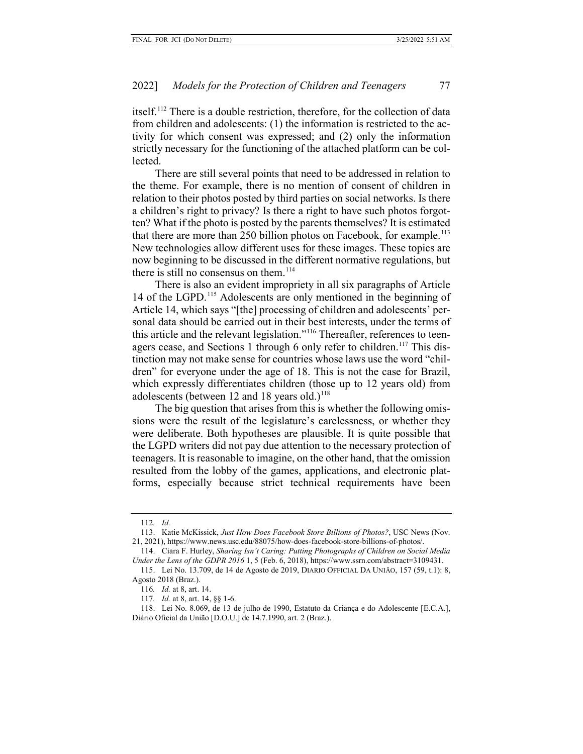itself.[112] There is a double restriction, therefore, for the collection of data from children and adolescents: (1) the information is restricted to the activity for which consent was expressed; and (2) only the information strictly necessary for the functioning of the attached platform can be collected.

There are still several points that need to be addressed in relation to the theme. For example, there is no mention of consent of children in relation to their photos posted by third parties on social networks. Is there a children's right to privacy? Is there a right to have such photos forgotten? What if the photo is posted by the parents themselves? It is estimated that there are more than 250 billion photos on Facebook, for example.[113] New technologies allow different uses for these images. These topics are now beginning to be discussed in the different normative regulations, but there is still no consensus on them.[114]

There is also an evident impropriety in all six paragraphs of Article 14 of the LGPD.[115] Adolescents are only mentioned in the beginning of Article 14, which says "[the] processing of children and adolescents' personal data should be carried out in their best interests, under the terms of this article and the relevant legislation."[116] Thereafter, references to teenagers cease, and Sections 1 through 6 only refer to children.[117] This distinction may not make sense for countries whose laws use the word "children" for everyone under the age of 18. This is not the case for Brazil, which expressly differentiates children (those up to 12 years old) from adolescents (between 12 and 18 years old.)[118]

The big question that arises from this is whether the following omissions were the result of the legislature's carelessness, or whether they were deliberate. Both hypotheses are plausible. It is quite possible that the LGPD writers did not pay due attention to the necessary protection of teenagers. It is reasonable to imagine, on the other hand, that the omission resulted from the lobby of the games, applications, and electronic platforms, especially because strict technical requirements have been

---

112. *Id.*

113. Katie McKissick, *Just How Does Facebook Store Billions of Photos?*, USC News (Nov. 21, 2021), https://www.news.usc.edu/88075/how-does-facebook-store-billions-of-photos/.

114. Ciara F. Hurley, *Sharing Isn't Caring: Putting Photographs of Children on Social Media Under the Lens of the GDPR 2016* 1, 5 (Feb. 6, 2018), https://www.ssrn.com/abstract=3109431.

115. Lei No. 13.709, de 14 de Agosto de 2019, DIARIO OFFICIAL DA UNIÃO, 157 (59, t.1): 8, Agosto 2018 (Braz.).

116. *Id.* at 8, art. 14.

117. *Id.* at 8, art. 14, §§ 1-6.

118. Lei No. 8.069, de 13 de julho de 1990, Estatuto da Criança e do Adolescente [E.C.A.], Diário Oficial da União [D.O.U.] de 14.7.1990, art. 2 (Braz.).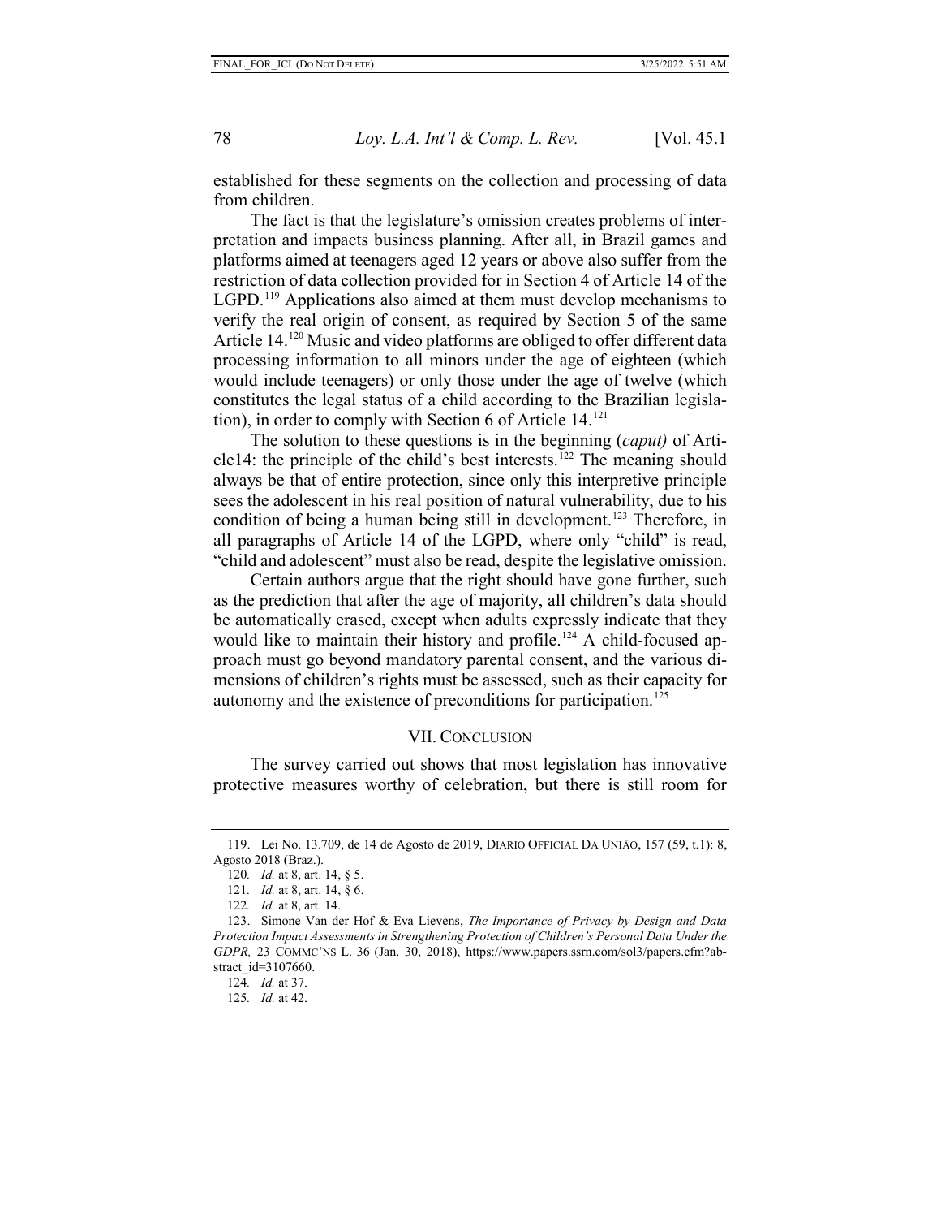established for these segments on the collection and processing of data from children.

The fact is that the legislature's omission creates problems of interpretation and impacts business planning. After all, in Brazil games and platforms aimed at teenagers aged 12 years or above also suffer from the restriction of data collection provided for in Section 4 of Article 14 of the LGPD.[119] Applications also aimed at them must develop mechanisms to verify the real origin of consent, as required by Section 5 of the same Article 14.[120] Music and video platforms are obliged to offer different data processing information to all minors under the age of eighteen (which would include teenagers) or only those under the age of twelve (which constitutes the legal status of a child according to the Brazilian legislation), in order to comply with Section 6 of Article 14.[121]

The solution to these questions is in the beginning (*caput)* of Article14: the principle of the child's best interests.[122] The meaning should always be that of entire protection, since only this interpretive principle sees the adolescent in his real position of natural vulnerability, due to his condition of being a human being still in development.[123] Therefore, in all paragraphs of Article 14 of the LGPD, where only "child" is read, "child and adolescent" must also be read, despite the legislative omission.

Certain authors argue that the right should have gone further, such as the prediction that after the age of majority, all children's data should be automatically erased, except when adults expressly indicate that they would like to maintain their history and profile.[124] A child-focused approach must go beyond mandatory parental consent, and the various dimensions of children's rights must be assessed, such as their capacity for autonomy and the existence of preconditions for participation.[125]

## VII. Conclusion

The survey carried out shows that most legislation has innovative protective measures worthy of celebration, but there is still room for

---

119. Lei No. 13.709, de 14 de Agosto de 2019, DIARIO OFFICIAL DA UNIÃO, 157 (59, t.1): 8, Agosto 2018 (Braz.).

120. *Id.* at 8, art. 14, § 5.

121. *Id.* at 8, art. 14, § 6.

122. *Id.* at 8, art. 14.

123. Simone Van der Hof & Eva Lievens, *The Importance of Privacy by Design and Data Protection Impact Assessments in Strengthening Protection of Children's Personal Data Under the GDPR,* 23 COMMC'NS L. 36 (Jan. 30, 2018), https://www.papers.ssrn.com/sol3/papers.cfm?abstract_id=3107660.

124. *Id.* at 37.

125. *Id.* at 42.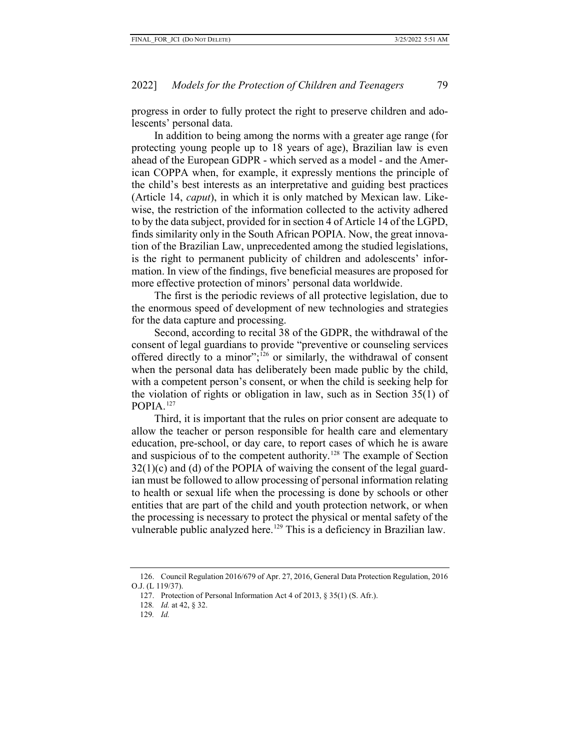progress in order to fully protect the right to preserve children and adolescents' personal data.

In addition to being among the norms with a greater age range (for protecting young people up to 18 years of age), Brazilian law is even ahead of the European GDPR - which served as a model - and the American COPPA when, for example, it expressly mentions the principle of the child's best interests as an interpretative and guiding best practices (Article 14, *caput*), in which it is only matched by Mexican law. Likewise, the restriction of the information collected to the activity adhered to by the data subject, provided for in section 4 of Article 14 of the LGPD, finds similarity only in the South African POPIA. Now, the great innovation of the Brazilian Law, unprecedented among the studied legislations, is the right to permanent publicity of children and adolescents' information. In view of the findings, five beneficial measures are proposed for more effective protection of minors' personal data worldwide.

The first is the periodic reviews of all protective legislation, due to the enormous speed of development of new technologies and strategies for the data capture and processing.

Second, according to recital 38 of the GDPR, the withdrawal of the consent of legal guardians to provide "preventive or counseling services offered directly to a minor";[126] or similarly, the withdrawal of consent when the personal data has deliberately been made public by the child, with a competent person's consent, or when the child is seeking help for the violation of rights or obligation in law, such as in Section 35(1) of POPIA.[127]

Third, it is important that the rules on prior consent are adequate to allow the teacher or person responsible for health care and elementary education, pre-school, or day care, to report cases of which he is aware and suspicious of to the competent authority.[128] The example of Section 32(1)(c) and (d) of the POPIA of waiving the consent of the legal guardian must be followed to allow processing of personal information relating to health or sexual life when the processing is done by schools or other entities that are part of the child and youth protection network, or when the processing is necessary to protect the physical or mental safety of the vulnerable public analyzed here.[129] This is a deficiency in Brazilian law.

---

126. Council Regulation 2016/679 of Apr. 27, 2016, General Data Protection Regulation, 2016 O.J. (L 119/37).

127. Protection of Personal Information Act 4 of 2013, § 35(1) (S. Afr.).

128. *Id.* at 42, § 32.

129. *Id.*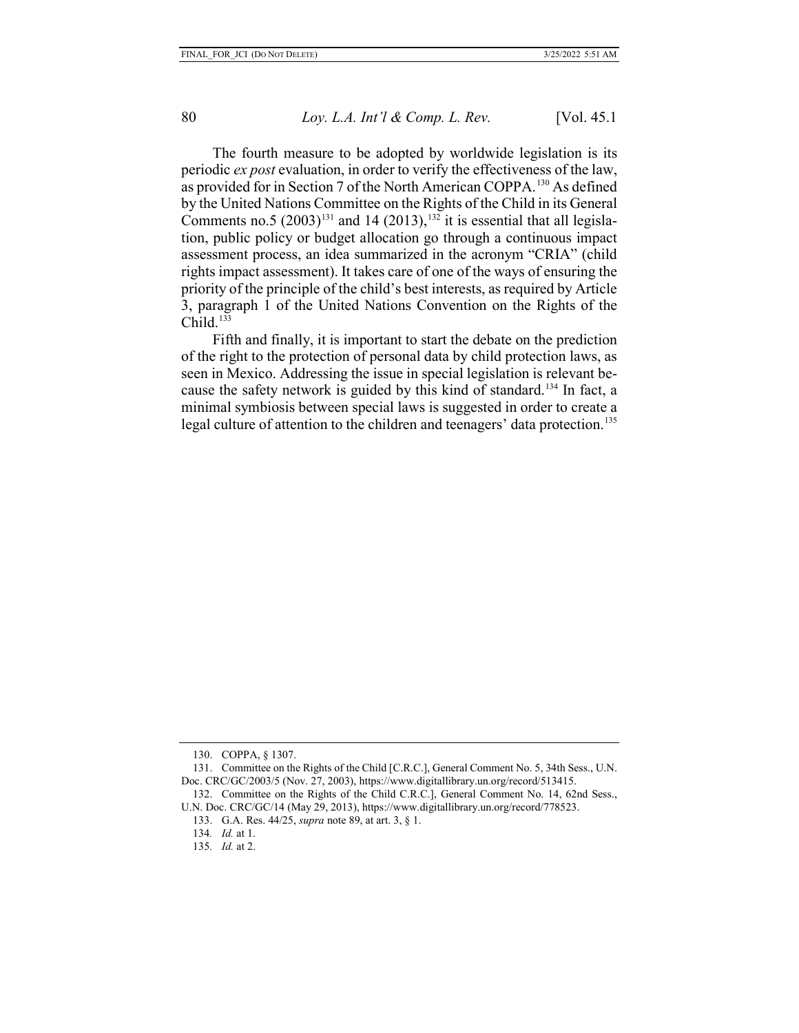The fourth measure to be adopted by worldwide legislation is its periodic *ex post* evaluation, in order to verify the effectiveness of the law, as provided for in Section 7 of the North American COPPA.[130] As defined by the United Nations Committee on the Rights of the Child in its General Comments no.5 (2003)[131] and 14 (2013),[132] it is essential that all legislation, public policy or budget allocation go through a continuous impact assessment process, an idea summarized in the acronym "CRIA" (child rights impact assessment). It takes care of one of the ways of ensuring the priority of the principle of the child's best interests, as required by Article 3, paragraph 1 of the United Nations Convention on the Rights of the Child.[133]

Fifth and finally, it is important to start the debate on the prediction of the right to the protection of personal data by child protection laws, as seen in Mexico. Addressing the issue in special legislation is relevant because the safety network is guided by this kind of standard.[134] In fact, a minimal symbiosis between special laws is suggested in order to create a legal culture of attention to the children and teenagers' data protection.[135]

---

130. COPPA, § 1307.

131. Committee on the Rights of the Child [C.R.C.], General Comment No. 5, 34th Sess., U.N. Doc. CRC/GC/2003/5 (Nov. 27, 2003), https://www.digitallibrary.un.org/record/513415.

132. Committee on the Rights of the Child C.R.C.], General Comment No. 14, 62nd Sess., U.N. Doc. CRC/GC/14 (May 29, 2013), https://www.digitallibrary.un.org/record/778523.

133. G.A. Res. 44/25, *supra* note 89, at art. 3, § 1.

134. *Id.* at 1.

135. *Id.* at 2.